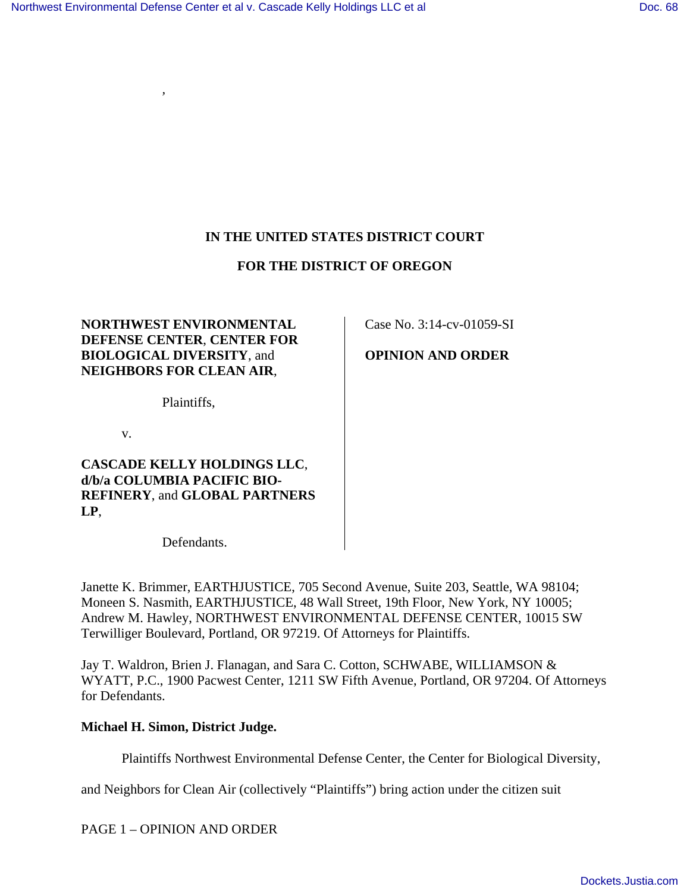IN THE UNITED STATES DISTRICT COURT

FOR THE DISTRICT OF OREGON

**NORTHWEST ENVIRONMENTAL DEFENSE CENTER**, **CENTER FOR BIOLOGICAL DIVERSITY**, and **NEIGHBORS FOR CLEAN AIR**,

Plaintiffs,

v.

**CASCADE KELLY HOLDINGS LLC**, **d/b/a COLUMBIA PACIFIC BIO-REFINERY**, and **GLOBAL PARTNERS LP**,

Defendants.

Case No. 3:14-cv-01059-SI

**OPINION AND ORDER**

Janette K. Brimmer, EARTHJUSTICE, 705 Second Avenue, Suite 203, Seattle, WA 98104; Moneen S. Nasmith, EARTHJUSTICE, 48 Wall Street, 19th Floor, New York, NY 10005; Andrew M. Hawley, NORTHWEST ENVIRONMENTAL DEFENSE CENTER, 10015 SW Terwilliger Boulevard, Portland, OR 97219. Of Attorneys for Plaintiffs.

Jay T. Waldron, Brien J. Flanagan, and Sara C. Cotton, SCHWABE, WILLIAMSON & WYATT, P.C., 1900 Pacwest Center, 1211 SW Fifth Avenue, Portland, OR 97204. Of Attorneys for Defendants.

**Michael H. Simon, District Judge.**

Plaintiffs Northwest Environmental Defense Center, the Center for Biological Diversity, and Neighbors for Clean Air (collectively "Plaintiffs") bring action under the citizen suit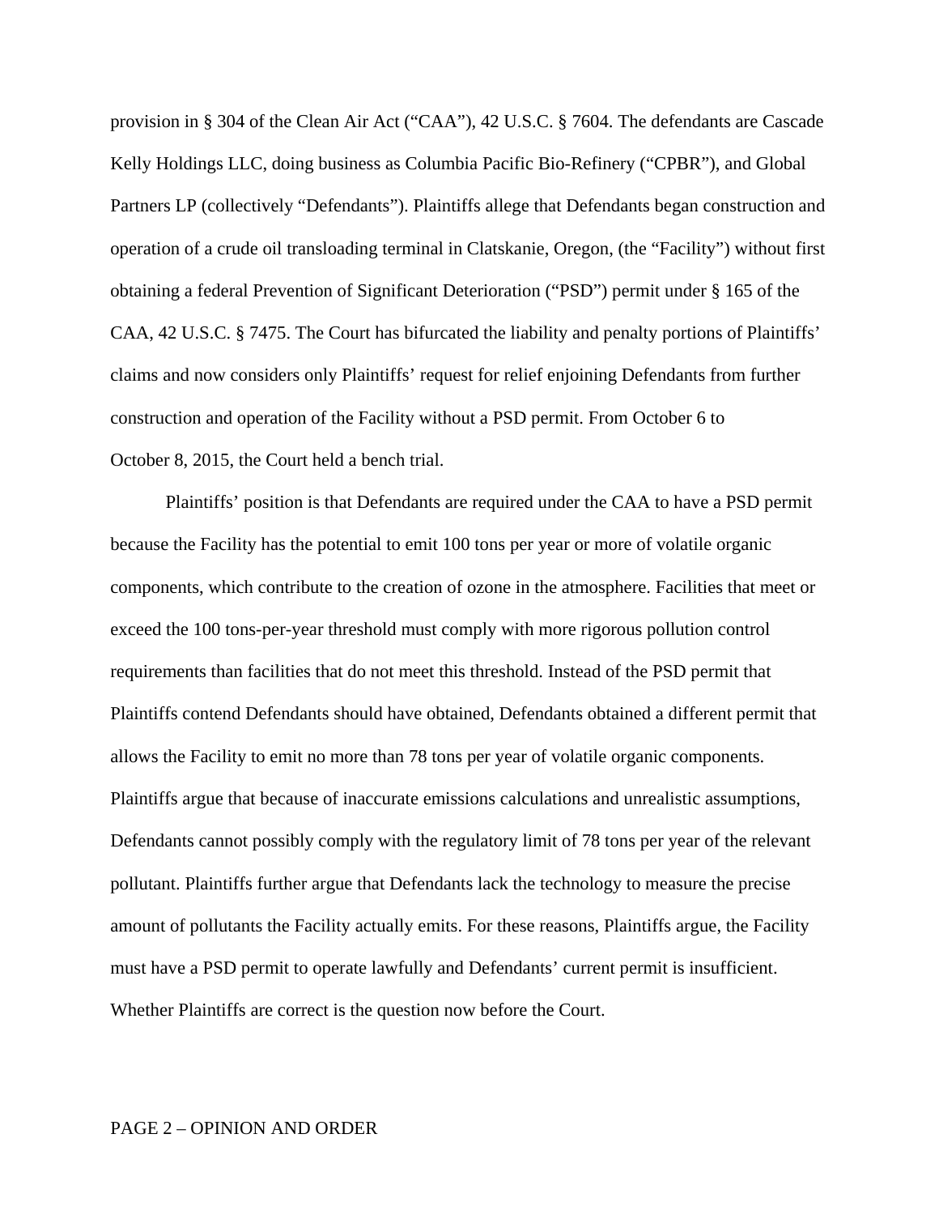provision in § 304 of the Clean Air Act ("CAA"), 42 U.S.C. § 7604. The defendants are Cascade Kelly Holdings LLC, doing business as Columbia Pacific Bio-Refinery ("CPBR"), and Global Partners LP (collectively "Defendants"). Plaintiffs allege that Defendants began construction and operation of a crude oil transloading terminal in Clatskanie, Oregon, (the "Facility") without first obtaining a federal Prevention of Significant Deterioration ("PSD") permit under § 165 of the CAA, 42 U.S.C. § 7475. The Court has bifurcated the liability and penalty portions of Plaintiffs' claims and now considers only Plaintiffs' request for relief enjoining Defendants from further construction and operation of the Facility without a PSD permit. From October 6 to October 8, 2015, the Court held a bench trial.

Plaintiffs' position is that Defendants are required under the CAA to have a PSD permit because the Facility has the potential to emit 100 tons per year or more of volatile organic components, which contribute to the creation of ozone in the atmosphere. Facilities that meet or exceed the 100 tons-per-year threshold must comply with more rigorous pollution control requirements than facilities that do not meet this threshold. Instead of the PSD permit that Plaintiffs contend Defendants should have obtained, Defendants obtained a different permit that allows the Facility to emit no more than 78 tons per year of volatile organic components. Plaintiffs argue that because of inaccurate emissions calculations and unrealistic assumptions, Defendants cannot possibly comply with the regulatory limit of 78 tons per year of the relevant pollutant. Plaintiffs further argue that Defendants lack the technology to measure the precise amount of pollutants the Facility actually emits. For these reasons, Plaintiffs argue, the Facility must have a PSD permit to operate lawfully and Defendants' current permit is insufficient. Whether Plaintiffs are correct is the question now before the Court.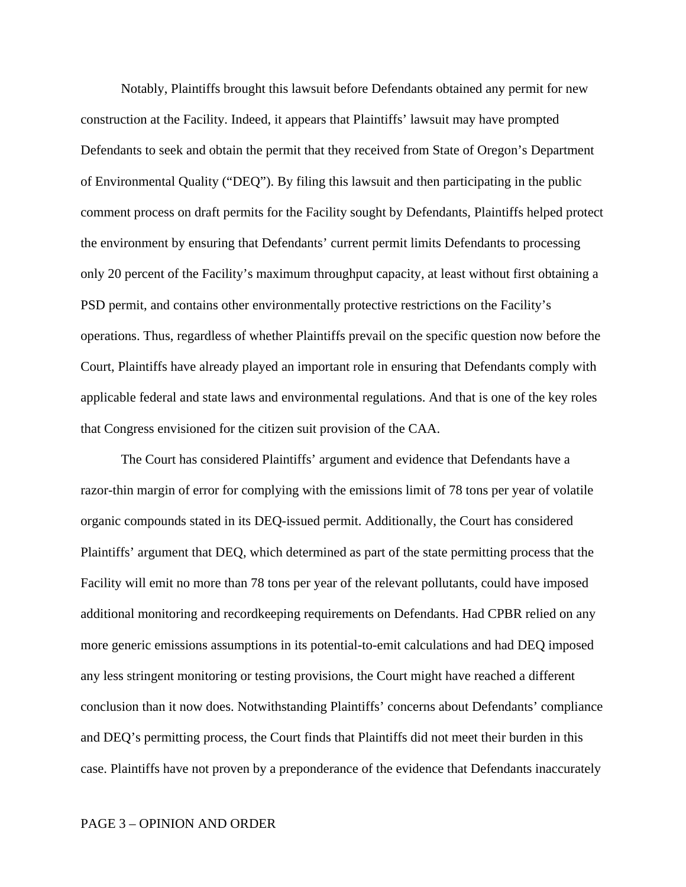Notably, Plaintiffs brought this lawsuit before Defendants obtained any permit for new construction at the Facility. Indeed, it appears that Plaintiffs' lawsuit may have prompted Defendants to seek and obtain the permit that they received from State of Oregon's Department of Environmental Quality ("DEQ"). By filing this lawsuit and then participating in the public comment process on draft permits for the Facility sought by Defendants, Plaintiffs helped protect the environment by ensuring that Defendants' current permit limits Defendants to processing only 20 percent of the Facility's maximum throughput capacity, at least without first obtaining a PSD permit, and contains other environmentally protective restrictions on the Facility's operations. Thus, regardless of whether Plaintiffs prevail on the specific question now before the Court, Plaintiffs have already played an important role in ensuring that Defendants comply with applicable federal and state laws and environmental regulations. And that is one of the key roles that Congress envisioned for the citizen suit provision of the CAA.

The Court has considered Plaintiffs' argument and evidence that Defendants have a razor-thin margin of error for complying with the emissions limit of 78 tons per year of volatile organic compounds stated in its DEQ-issued permit. Additionally, the Court has considered Plaintiffs' argument that DEQ, which determined as part of the state permitting process that the Facility will emit no more than 78 tons per year of the relevant pollutants, could have imposed additional monitoring and recordkeeping requirements on Defendants. Had CPBR relied on any more generic emissions assumptions in its potential-to-emit calculations and had DEQ imposed any less stringent monitoring or testing provisions, the Court might have reached a different conclusion than it now does. Notwithstanding Plaintiffs' concerns about Defendants' compliance and DEQ's permitting process, the Court finds that Plaintiffs did not meet their burden in this case. Plaintiffs have not proven by a preponderance of the evidence that Defendants inaccurately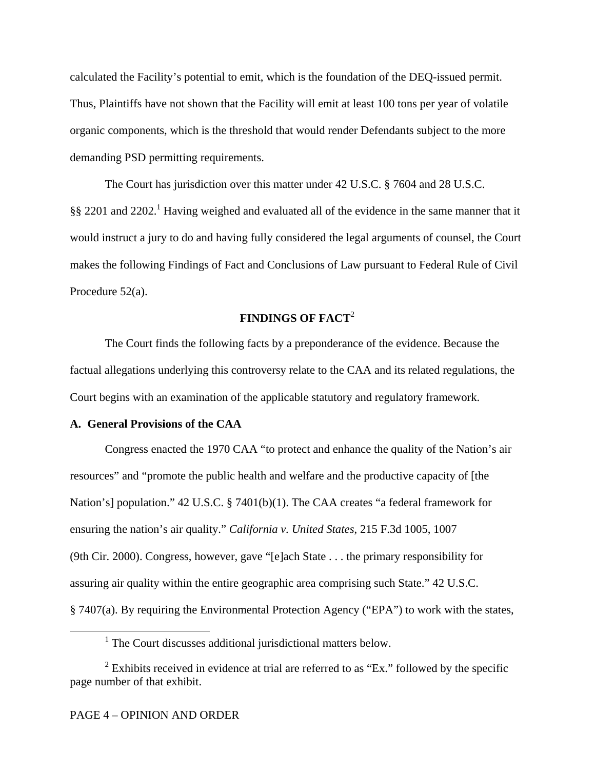calculated the Facility's potential to emit, which is the foundation of the DEQ-issued permit. Thus, Plaintiffs have not shown that the Facility will emit at least 100 tons per year of volatile organic components, which is the threshold that would render Defendants subject to the more demanding PSD permitting requirements.

The Court has jurisdiction over this matter under 42 U.S.C. § 7604 and 28 U.S.C. §§ 2201 and 2202.[1] Having weighed and evaluated all of the evidence in the same manner that it would instruct a jury to do and having fully considered the legal arguments of counsel, the Court makes the following Findings of Fact and Conclusions of Law pursuant to Federal Rule of Civil Procedure 52(a).

## FINDINGS OF FACT[2]

The Court finds the following facts by a preponderance of the evidence. Because the factual allegations underlying this controversy relate to the CAA and its related regulations, the Court begins with an examination of the applicable statutory and regulatory framework.

### A. General Provisions of the CAA

Congress enacted the 1970 CAA "to protect and enhance the quality of the Nation's air resources" and "promote the public health and welfare and the productive capacity of [the Nation's] population." 42 U.S.C. § 7401(b)(1). The CAA creates "a federal framework for ensuring the nation's air quality." *California v. United States*, 215 F.3d 1005, 1007 (9th Cir. 2000). Congress, however, gave "[e]ach State . . . the primary responsibility for assuring air quality within the entire geographic area comprising such State." 42 U.S.C. § 7407(a). By requiring the Environmental Protection Agency ("EPA") to work with the states,

[1] The Court discusses additional jurisdictional matters below.

[2] Exhibits received in evidence at trial are referred to as "Ex." followed by the specific page number of that exhibit.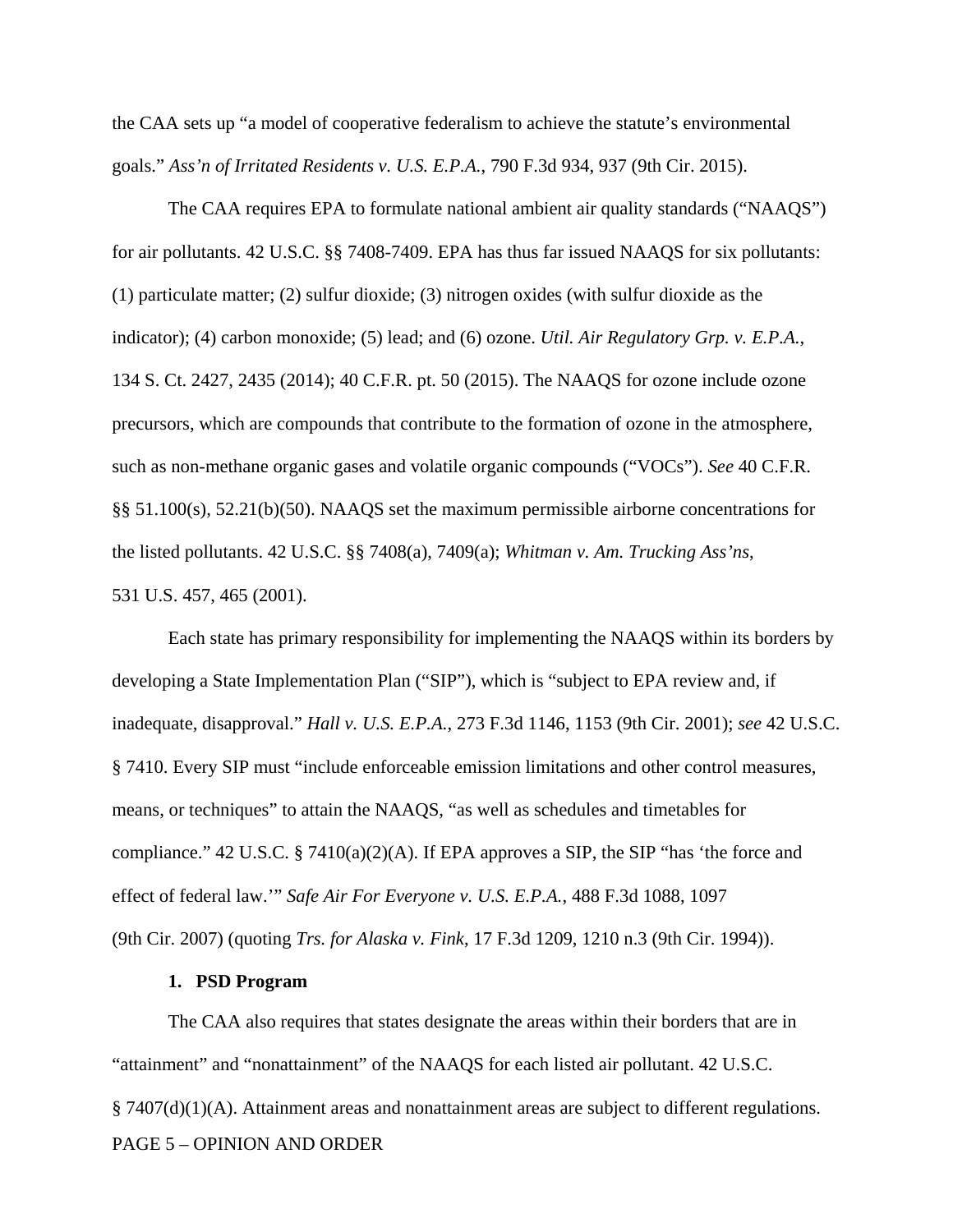the CAA sets up "a model of cooperative federalism to achieve the statute's environmental goals." *Ass'n of Irritated Residents v. U.S. E.P.A.*, 790 F.3d 934, 937 (9th Cir. 2015).

The CAA requires EPA to formulate national ambient air quality standards ("NAAQS") for air pollutants. 42 U.S.C. §§ 7408-7409. EPA has thus far issued NAAQS for six pollutants: (1) particulate matter; (2) sulfur dioxide; (3) nitrogen oxides (with sulfur dioxide as the indicator); (4) carbon monoxide; (5) lead; and (6) ozone. *Util. Air Regulatory Grp. v. E.P.A.*, 134 S. Ct. 2427, 2435 (2014); 40 C.F.R. pt. 50 (2015). The NAAQS for ozone include ozone precursors, which are compounds that contribute to the formation of ozone in the atmosphere, such as non-methane organic gases and volatile organic compounds ("VOCs"). *See* 40 C.F.R. §§ 51.100(s), 52.21(b)(50). NAAQS set the maximum permissible airborne concentrations for the listed pollutants. 42 U.S.C. §§ 7408(a), 7409(a); *Whitman v. Am. Trucking Ass'ns*, 531 U.S. 457, 465 (2001).

Each state has primary responsibility for implementing the NAAQS within its borders by developing a State Implementation Plan ("SIP"), which is "subject to EPA review and, if inadequate, disapproval." *Hall v. U.S. E.P.A.*, 273 F.3d 1146, 1153 (9th Cir. 2001); *see* 42 U.S.C. § 7410. Every SIP must "include enforceable emission limitations and other control measures, means, or techniques" to attain the NAAQS, "as well as schedules and timetables for compliance." 42 U.S.C. § 7410(a)(2)(A). If EPA approves a SIP, the SIP "has 'the force and effect of federal law.'" *Safe Air For Everyone v. U.S. E.P.A.*, 488 F.3d 1088, 1097 (9th Cir. 2007) (quoting *Trs. for Alaska v. Fink*, 17 F.3d 1209, 1210 n.3 (9th Cir. 1994)).

**1. PSD Program**

The CAA also requires that states designate the areas within their borders that are in "attainment" and "nonattainment" of the NAAQS for each listed air pollutant. 42 U.S.C. § 7407(d)(1)(A). Attainment areas and nonattainment areas are subject to different regulations.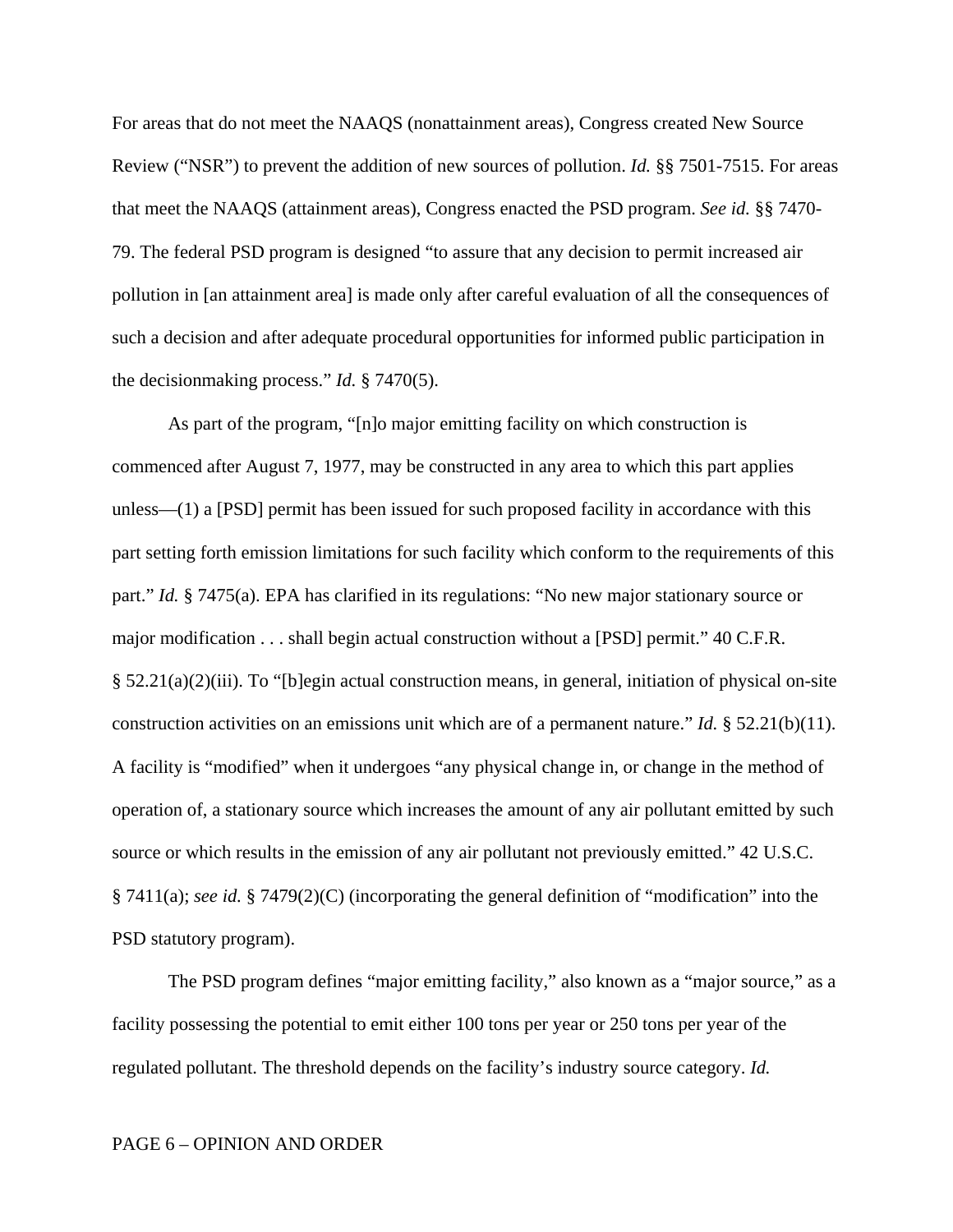For areas that do not meet the NAAQS (nonattainment areas), Congress created New Source Review ("NSR") to prevent the addition of new sources of pollution. *Id.* §§ 7501-7515. For areas that meet the NAAQS (attainment areas), Congress enacted the PSD program. *See id.* §§ 7470-79. The federal PSD program is designed "to assure that any decision to permit increased air pollution in [an attainment area] is made only after careful evaluation of all the consequences of such a decision and after adequate procedural opportunities for informed public participation in the decisionmaking process." *Id.* § 7470(5).

As part of the program, "[n]o major emitting facility on which construction is commenced after August 7, 1977, may be constructed in any area to which this part applies unless—(1) a [PSD] permit has been issued for such proposed facility in accordance with this part setting forth emission limitations for such facility which conform to the requirements of this part." *Id.* § 7475(a). EPA has clarified in its regulations: "No new major stationary source or major modification . . . shall begin actual construction without a [PSD] permit." 40 C.F.R. § 52.21(a)(2)(iii). To "[b]egin actual construction means, in general, initiation of physical on-site construction activities on an emissions unit which are of a permanent nature." *Id.* § 52.21(b)(11). A facility is "modified" when it undergoes "any physical change in, or change in the method of operation of, a stationary source which increases the amount of any air pollutant emitted by such source or which results in the emission of any air pollutant not previously emitted." 42 U.S.C. § 7411(a); *see id.* § 7479(2)(C) (incorporating the general definition of "modification" into the PSD statutory program).

The PSD program defines "major emitting facility," also known as a "major source," as a facility possessing the potential to emit either 100 tons per year or 250 tons per year of the regulated pollutant. The threshold depends on the facility's industry source category. *Id.*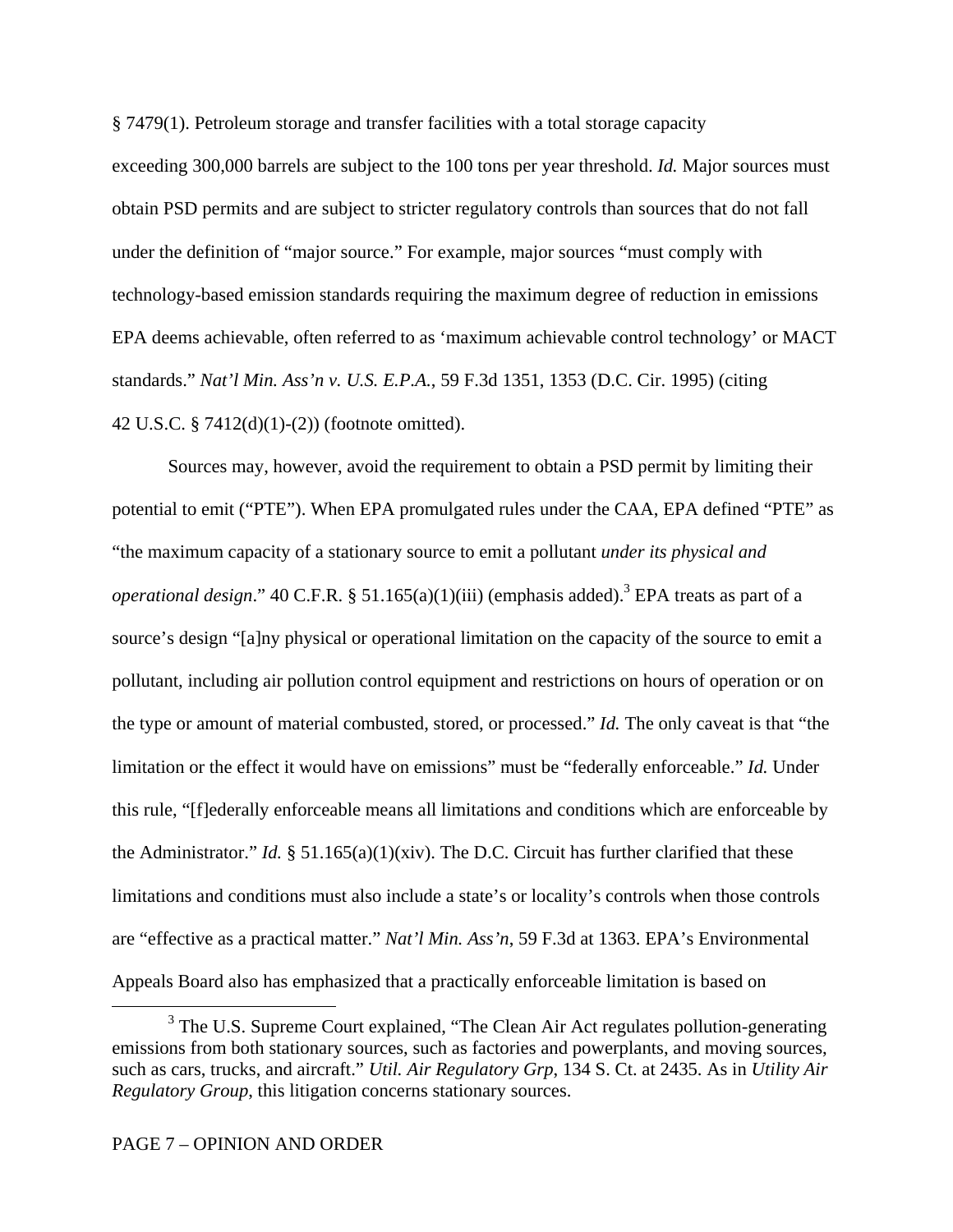§ 7479(1). Petroleum storage and transfer facilities with a total storage capacity exceeding 300,000 barrels are subject to the 100 tons per year threshold. *Id.* Major sources must obtain PSD permits and are subject to stricter regulatory controls than sources that do not fall under the definition of "major source." For example, major sources "must comply with technology-based emission standards requiring the maximum degree of reduction in emissions EPA deems achievable, often referred to as 'maximum achievable control technology' or MACT standards." *Nat'l Min. Ass'n v. U.S. E.P.A.*, 59 F.3d 1351, 1353 (D.C. Cir. 1995) (citing 42 U.S.C. § 7412(d)(1)-(2)) (footnote omitted).

Sources may, however, avoid the requirement to obtain a PSD permit by limiting their potential to emit ("PTE"). When EPA promulgated rules under the CAA, EPA defined "PTE" as "the maximum capacity of a stationary source to emit a pollutant *under its physical and operational design*." 40 C.F.R. § 51.165(a)(1)(iii) (emphasis added).[3] EPA treats as part of a source's design "[a]ny physical or operational limitation on the capacity of the source to emit a pollutant, including air pollution control equipment and restrictions on hours of operation or on the type or amount of material combusted, stored, or processed." *Id.* The only caveat is that "the limitation or the effect it would have on emissions" must be "federally enforceable." *Id.* Under this rule, "[f]ederally enforceable means all limitations and conditions which are enforceable by the Administrator." *Id.* § 51.165(a)(1)(xiv). The D.C. Circuit has further clarified that these limitations and conditions must also include a state's or locality's controls when those controls are "effective as a practical matter." *Nat'l Min. Ass'n*, 59 F.3d at 1363. EPA's Environmental Appeals Board also has emphasized that a practically enforceable limitation is based on

[3] The U.S. Supreme Court explained, "The Clean Air Act regulates pollution-generating emissions from both stationary sources, such as factories and powerplants, and moving sources, such as cars, trucks, and aircraft." *Util. Air Regulatory Grp*, 134 S. Ct. at 2435. As in *Utility Air Regulatory Group*, this litigation concerns stationary sources.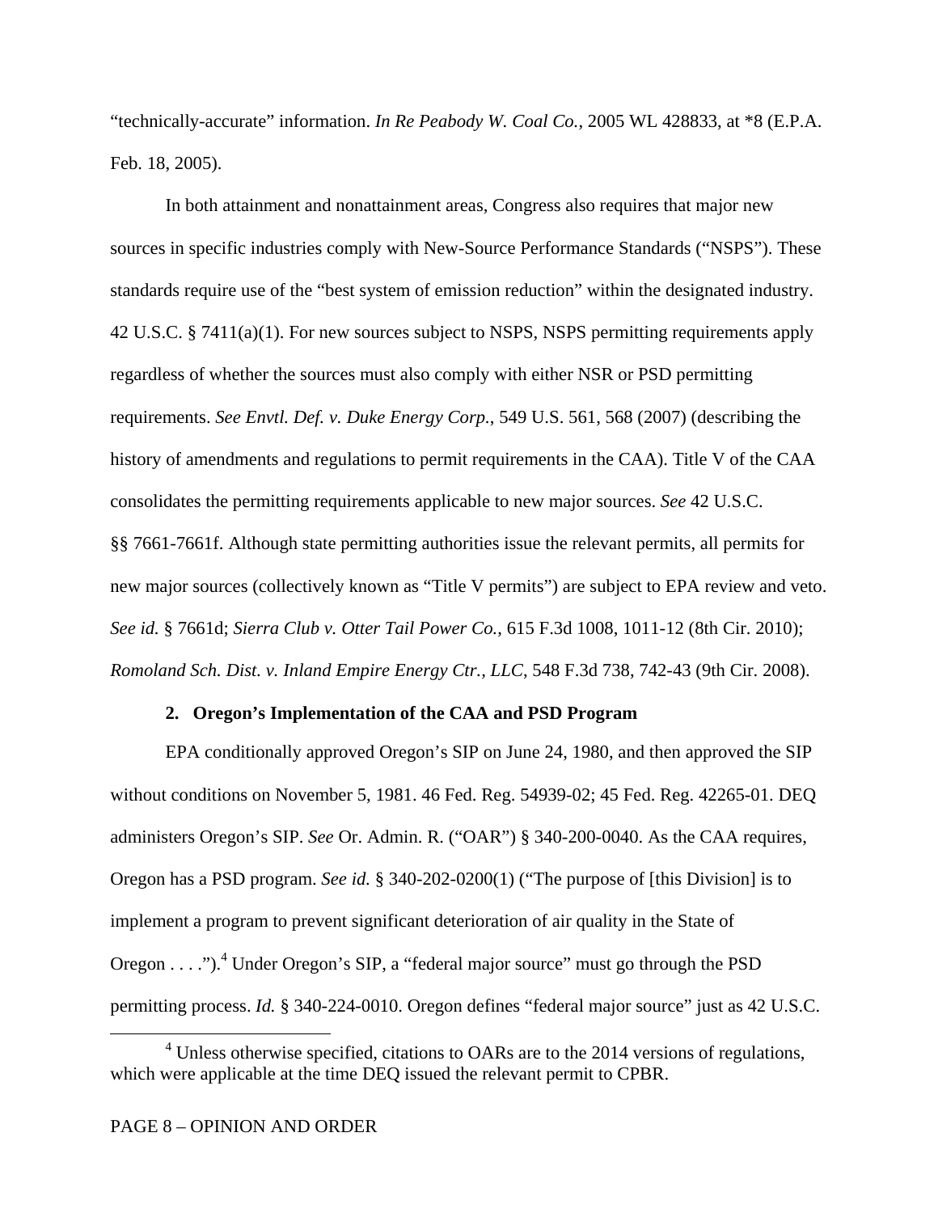"technically-accurate" information. *In Re Peabody W. Coal Co.*, 2005 WL 428833, at *8 (E.P.A. Feb. 18, 2005).

In both attainment and nonattainment areas, Congress also requires that major new sources in specific industries comply with New-Source Performance Standards ("NSPS"). These standards require use of the "best system of emission reduction" within the designated industry. 42 U.S.C. § 7411(a)(1). For new sources subject to NSPS, NSPS permitting requirements apply regardless of whether the sources must also comply with either NSR or PSD permitting requirements. *See Envtl. Def. v. Duke Energy Corp.*, 549 U.S. 561, 568 (2007) (describing the history of amendments and regulations to permit requirements in the CAA). Title V of the CAA consolidates the permitting requirements applicable to new major sources. *See* 42 U.S.C. §§ 7661-7661f. Although state permitting authorities issue the relevant permits, all permits for new major sources (collectively known as "Title V permits") are subject to EPA review and veto. *See id.* § 7661d; *Sierra Club v. Otter Tail Power Co.*, 615 F.3d 1008, 1011-12 (8th Cir. 2010); *Romoland Sch. Dist. v. Inland Empire Energy Ctr., LLC*, 548 F.3d 738, 742-43 (9th Cir. 2008).

### 2. Oregon's Implementation of the CAA and PSD Program

EPA conditionally approved Oregon's SIP on June 24, 1980, and then approved the SIP without conditions on November 5, 1981. 46 Fed. Reg. 54939-02; 45 Fed. Reg. 42265-01. DEQ administers Oregon's SIP. *See* Or. Admin. R. ("OAR") § 340-200-0040. As the CAA requires, Oregon has a PSD program. *See id.* § 340-202-0200(1) ("The purpose of [this Division] is to implement a program to prevent significant deterioration of air quality in the State of Oregon . . . .").[4] Under Oregon's SIP, a "federal major source" must go through the PSD permitting process. *Id.* § 340-224-0010. Oregon defines "federal major source" just as 42 U.S.C.

[4] Unless otherwise specified, citations to OARs are to the 2014 versions of regulations, which were applicable at the time DEQ issued the relevant permit to CPBR.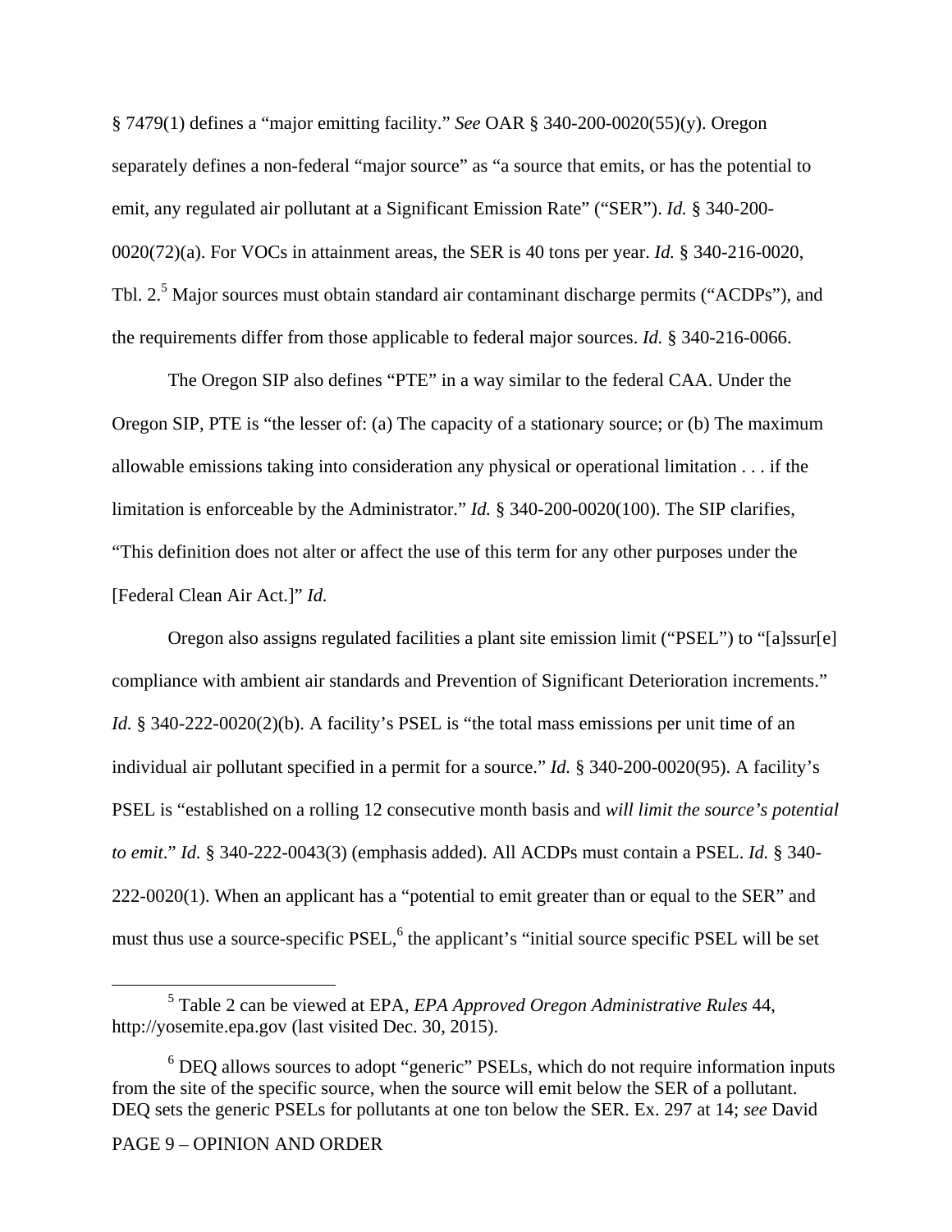§ 7479(1) defines a "major emitting facility." *See* OAR § 340-200-0020(55)(y). Oregon separately defines a non-federal "major source" as "a source that emits, or has the potential to emit, any regulated air pollutant at a Significant Emission Rate" ("SER"). *Id.* § 340-200-0020(72)(a). For VOCs in attainment areas, the SER is 40 tons per year. *Id.* § 340-216-0020, Tbl. 2.[5] Major sources must obtain standard air contaminant discharge permits ("ACDPs"), and the requirements differ from those applicable to federal major sources. *Id.* § 340-216-0066.

The Oregon SIP also defines "PTE" in a way similar to the federal CAA. Under the Oregon SIP, PTE is "the lesser of: (a) The capacity of a stationary source; or (b) The maximum allowable emissions taking into consideration any physical or operational limitation . . . if the limitation is enforceable by the Administrator." *Id.* § 340-200-0020(100). The SIP clarifies, "This definition does not alter or affect the use of this term for any other purposes under the [Federal Clean Air Act.]" *Id.*

Oregon also assigns regulated facilities a plant site emission limit ("PSEL") to "[a]ssur[e] compliance with ambient air standards and Prevention of Significant Deterioration increments." *Id.* § 340-222-0020(2)(b). A facility's PSEL is "the total mass emissions per unit time of an individual air pollutant specified in a permit for a source." *Id.* § 340-200-0020(95). A facility's PSEL is "established on a rolling 12 consecutive month basis and *will limit the source's potential to emit*." *Id.* § 340-222-0043(3) (emphasis added). All ACDPs must contain a PSEL. *Id.* § 340-222-0020(1). When an applicant has a "potential to emit greater than or equal to the SER" and must thus use a source-specific PSEL,[6] the applicant's "initial source specific PSEL will be set

---

[5] Table 2 can be viewed at EPA, *EPA Approved Oregon Administrative Rules* 44, http://yosemite.epa.gov (last visited Dec. 30, 2015).

[6] DEQ allows sources to adopt "generic" PSELs, which do not require information inputs from the site of the specific source, when the source will emit below the SER of a pollutant. DEQ sets the generic PSELs for pollutants at one ton below the SER. Ex. 297 at 14; *see* David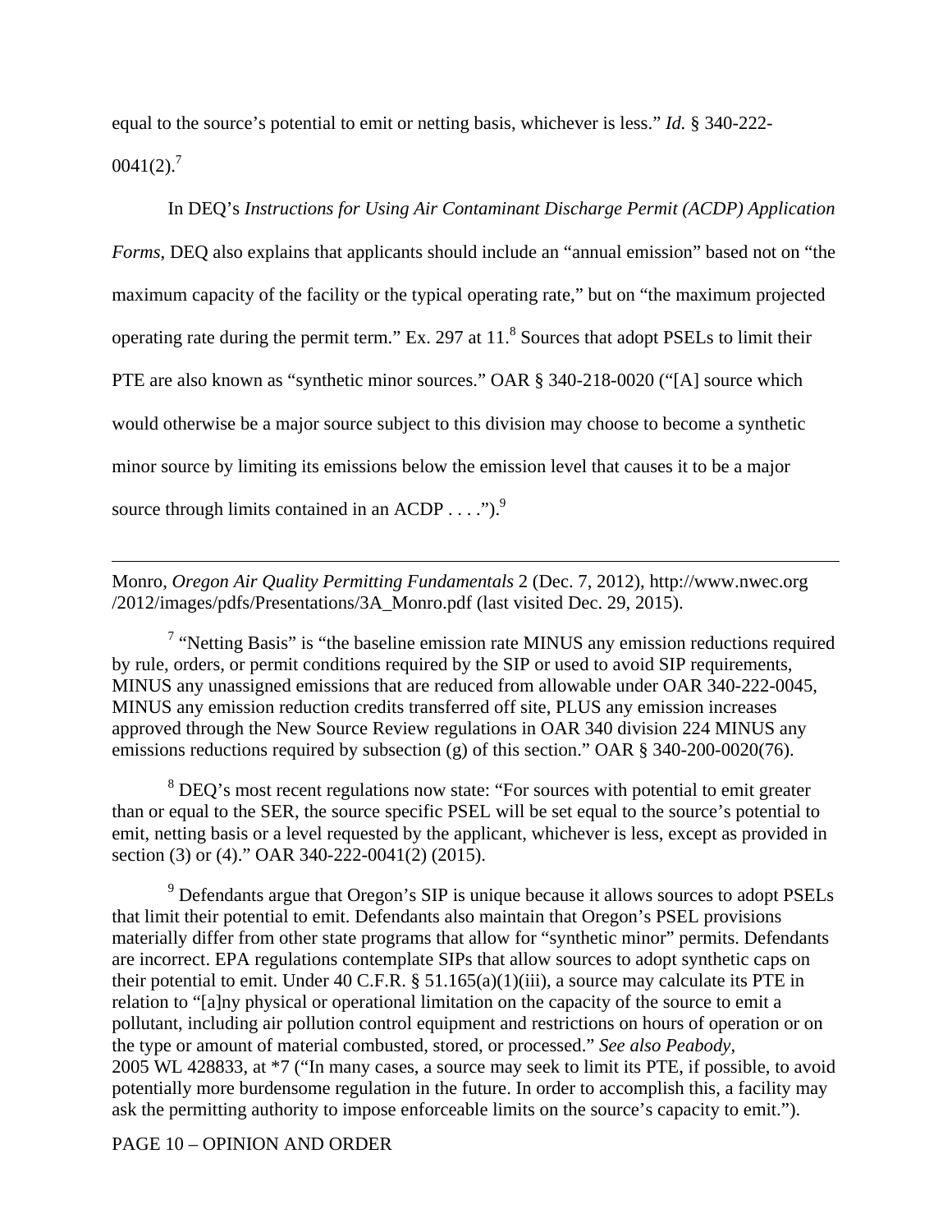equal to the source's potential to emit or netting basis, whichever is less." *Id.* § 340-222-0041(2).[7]

In DEQ's *Instructions for Using Air Contaminant Discharge Permit (ACDP) Application Forms*, DEQ also explains that applicants should include an "annual emission" based not on "the maximum capacity of the facility or the typical operating rate," but on "the maximum projected operating rate during the permit term." Ex. 297 at 11.[8] Sources that adopt PSELs to limit their PTE are also known as "synthetic minor sources." OAR § 340-218-0020 ("[A] source which would otherwise be a major source subject to this division may choose to become a synthetic minor source by limiting its emissions below the emission level that causes it to be a major source through limits contained in an ACDP . . . .").[9]

---

Monro, *Oregon Air Quality Permitting Fundamentals* 2 (Dec. 7, 2012), http://www.nwec.org/2012/images/pdfs/Presentations/3A_Monro.pdf (last visited Dec. 29, 2015).

[7] "Netting Basis" is "the baseline emission rate MINUS any emission reductions required by rule, orders, or permit conditions required by the SIP or used to avoid SIP requirements, MINUS any unassigned emissions that are reduced from allowable under OAR 340-222-0045, MINUS any emission reduction credits transferred off site, PLUS any emission increases approved through the New Source Review regulations in OAR 340 division 224 MINUS any emissions reductions required by subsection (g) of this section." OAR § 340-200-0020(76).

[8] DEQ's most recent regulations now state: "For sources with potential to emit greater than or equal to the SER, the source specific PSEL will be set equal to the source's potential to emit, netting basis or a level requested by the applicant, whichever is less, except as provided in section (3) or (4)." OAR 340-222-0041(2) (2015).

[9] Defendants argue that Oregon's SIP is unique because it allows sources to adopt PSELs that limit their potential to emit. Defendants also maintain that Oregon's PSEL provisions materially differ from other state programs that allow for "synthetic minor" permits. Defendants are incorrect. EPA regulations contemplate SIPs that allow sources to adopt synthetic caps on their potential to emit. Under 40 C.F.R. § 51.165(a)(1)(iii), a source may calculate its PTE in relation to "[a]ny physical or operational limitation on the capacity of the source to emit a pollutant, including air pollution control equipment and restrictions on hours of operation or on the type or amount of material combusted, stored, or processed." *See also Peabody*, 2005 WL 428833, at *7 ("In many cases, a source may seek to limit its PTE, if possible, to avoid potentially more burdensome regulation in the future. In order to accomplish this, a facility may ask the permitting authority to impose enforceable limits on the source's capacity to emit.").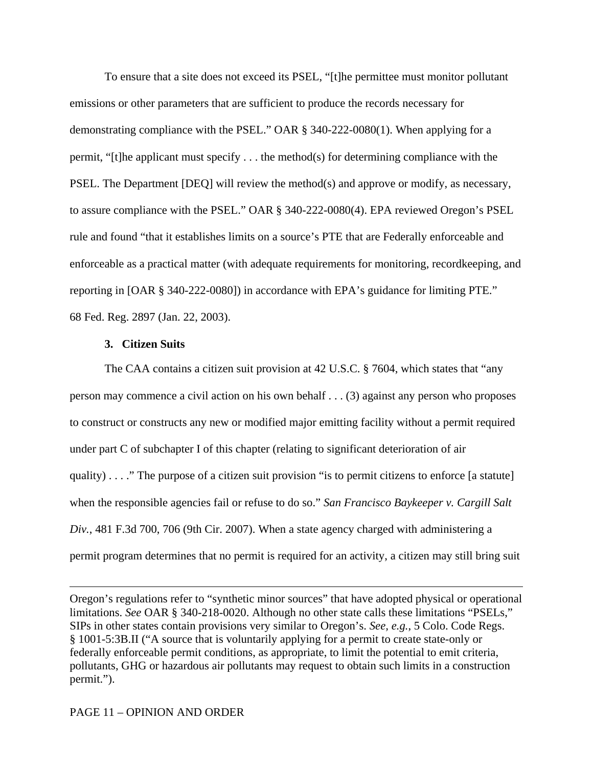To ensure that a site does not exceed its PSEL, "[t]he permittee must monitor pollutant emissions or other parameters that are sufficient to produce the records necessary for demonstrating compliance with the PSEL." OAR § 340-222-0080(1). When applying for a permit, "[t]he applicant must specify . . . the method(s) for determining compliance with the PSEL. The Department [DEQ] will review the method(s) and approve or modify, as necessary, to assure compliance with the PSEL." OAR § 340-222-0080(4). EPA reviewed Oregon's PSEL rule and found "that it establishes limits on a source's PTE that are Federally enforceable and enforceable as a practical matter (with adequate requirements for monitoring, recordkeeping, and reporting in [OAR § 340-222-0080]) in accordance with EPA's guidance for limiting PTE." 68 Fed. Reg. 2897 (Jan. 22, 2003).

### 3. Citizen Suits

The CAA contains a citizen suit provision at 42 U.S.C. § 7604, which states that "any person may commence a civil action on his own behalf . . . (3) against any person who proposes to construct or constructs any new or modified major emitting facility without a permit required under part C of subchapter I of this chapter (relating to significant deterioration of air quality) . . . ." The purpose of a citizen suit provision "is to permit citizens to enforce [a statute] when the responsible agencies fail or refuse to do so." *San Francisco Baykeeper v. Cargill Salt Div.*, 481 F.3d 700, 706 (9th Cir. 2007). When a state agency charged with administering a permit program determines that no permit is required for an activity, a citizen may still bring suit

---

Oregon's regulations refer to "synthetic minor sources" that have adopted physical or operational limitations. *See* OAR § 340-218-0020. Although no other state calls these limitations "PSELs," SIPs in other states contain provisions very similar to Oregon's. *See, e.g.*, 5 Colo. Code Regs. § 1001-5:3B.II ("A source that is voluntarily applying for a permit to create state-only or federally enforceable permit conditions, as appropriate, to limit the potential to emit criteria, pollutants, GHG or hazardous air pollutants may request to obtain such limits in a construction permit.").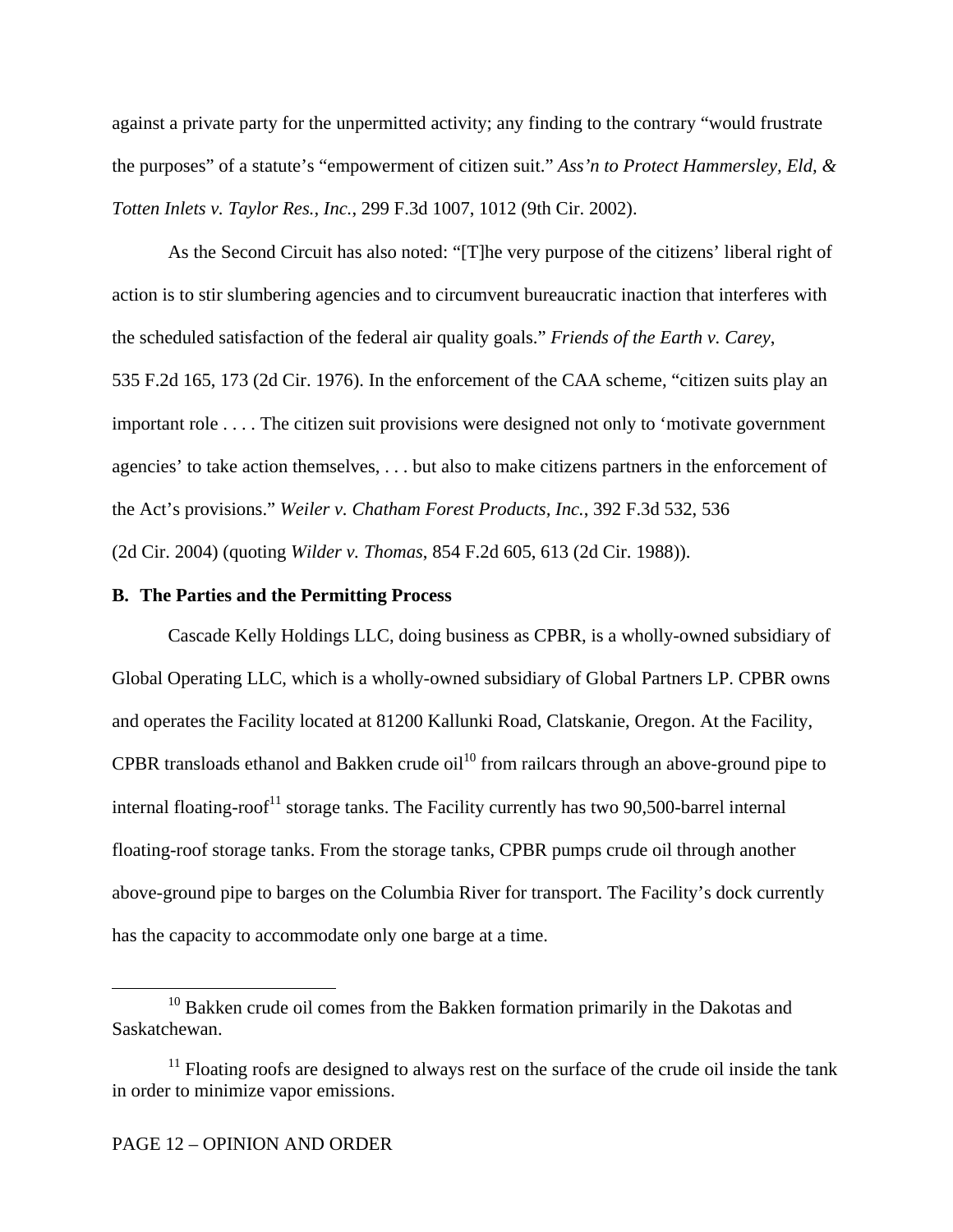against a private party for the unpermitted activity; any finding to the contrary "would frustrate the purposes" of a statute's "empowerment of citizen suit." *Ass'n to Protect Hammersley, Eld, & Totten Inlets v. Taylor Res., Inc.*, 299 F.3d 1007, 1012 (9th Cir. 2002).

As the Second Circuit has also noted: "[T]he very purpose of the citizens' liberal right of action is to stir slumbering agencies and to circumvent bureaucratic inaction that interferes with the scheduled satisfaction of the federal air quality goals." *Friends of the Earth v. Carey*, 535 F.2d 165, 173 (2d Cir. 1976). In the enforcement of the CAA scheme, "citizen suits play an important role . . . . The citizen suit provisions were designed not only to 'motivate government agencies' to take action themselves, . . . but also to make citizens partners in the enforcement of the Act's provisions." *Weiler v. Chatham Forest Products, Inc.*, 392 F.3d 532, 536 (2d Cir. 2004) (quoting *Wilder v. Thomas*, 854 F.2d 605, 613 (2d Cir. 1988)).

**B. The Parties and the Permitting Process**

Cascade Kelly Holdings LLC, doing business as CPBR, is a wholly-owned subsidiary of Global Operating LLC, which is a wholly-owned subsidiary of Global Partners LP. CPBR owns and operates the Facility located at 81200 Kallunki Road, Clatskanie, Oregon. At the Facility, CPBR transloads ethanol and Bakken crude oil[10] from railcars through an above-ground pipe to internal floating-roof[11] storage tanks. The Facility currently has two 90,500-barrel internal floating-roof storage tanks. From the storage tanks, CPBR pumps crude oil through another above-ground pipe to barges on the Columbia River for transport. The Facility's dock currently has the capacity to accommodate only one barge at a time.

[10] Bakken crude oil comes from the Bakken formation primarily in the Dakotas and Saskatchewan.

[11] Floating roofs are designed to always rest on the surface of the crude oil inside the tank in order to minimize vapor emissions.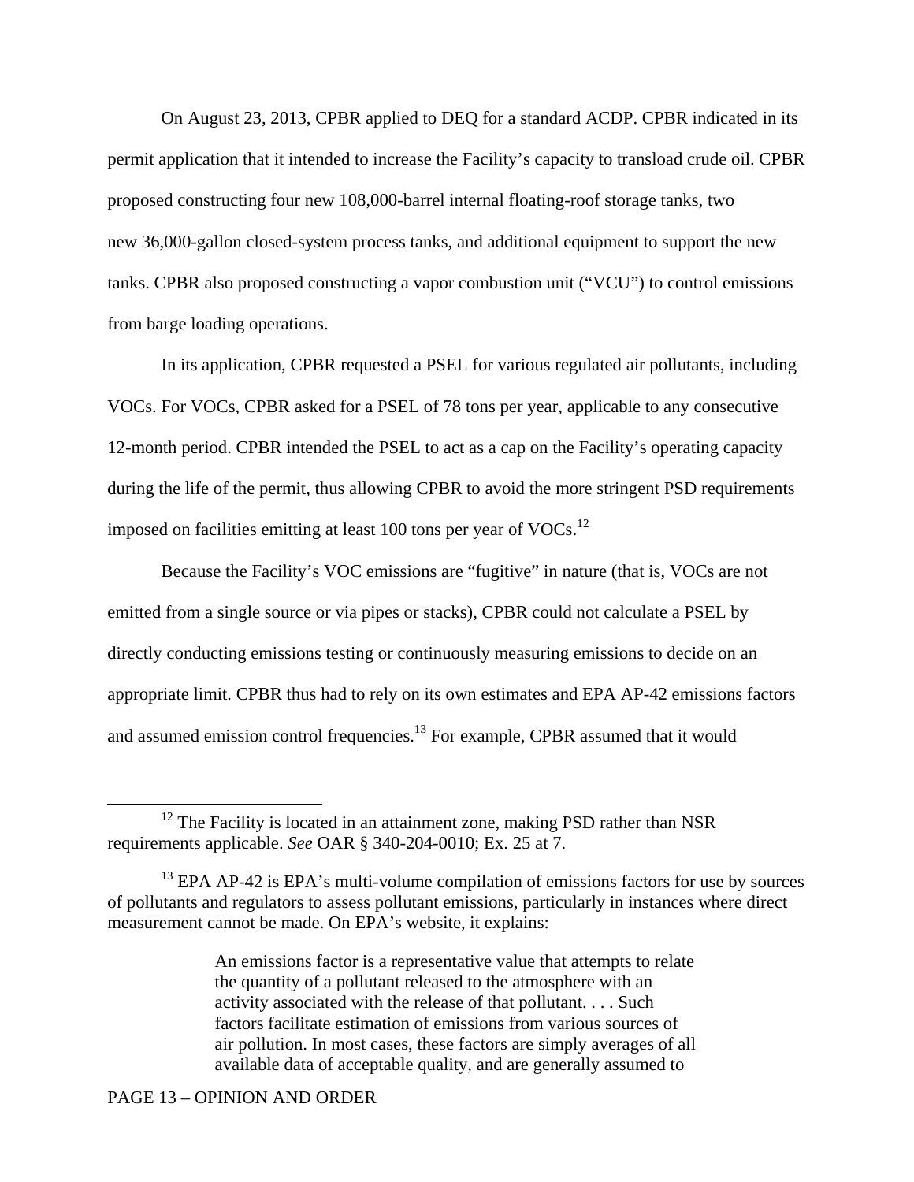On August 23, 2013, CPBR applied to DEQ for a standard ACDP. CPBR indicated in its permit application that it intended to increase the Facility's capacity to transload crude oil. CPBR proposed constructing four new 108,000-barrel internal floating-roof storage tanks, two new 36,000-gallon closed-system process tanks, and additional equipment to support the new tanks. CPBR also proposed constructing a vapor combustion unit ("VCU") to control emissions from barge loading operations.

In its application, CPBR requested a PSEL for various regulated air pollutants, including VOCs. For VOCs, CPBR asked for a PSEL of 78 tons per year, applicable to any consecutive 12-month period. CPBR intended the PSEL to act as a cap on the Facility's operating capacity during the life of the permit, thus allowing CPBR to avoid the more stringent PSD requirements imposed on facilities emitting at least 100 tons per year of VOCs.[12]

Because the Facility's VOC emissions are "fugitive" in nature (that is, VOCs are not emitted from a single source or via pipes or stacks), CPBR could not calculate a PSEL by directly conducting emissions testing or continuously measuring emissions to decide on an appropriate limit. CPBR thus had to rely on its own estimates and EPA AP-42 emissions factors and assumed emission control frequencies.[13] For example, CPBR assumed that it would

---

[12] The Facility is located in an attainment zone, making PSD rather than NSR requirements applicable. *See* OAR § 340-204-0010; Ex. 25 at 7.

[13] EPA AP-42 is EPA's multi-volume compilation of emissions factors for use by sources of pollutants and regulators to assess pollutant emissions, particularly in instances where direct measurement cannot be made. On EPA's website, it explains:

> An emissions factor is a representative value that attempts to relate the quantity of a pollutant released to the atmosphere with an activity associated with the release of that pollutant. . . . Such factors facilitate estimation of emissions from various sources of air pollution. In most cases, these factors are simply averages of all available data of acceptable quality, and are generally assumed to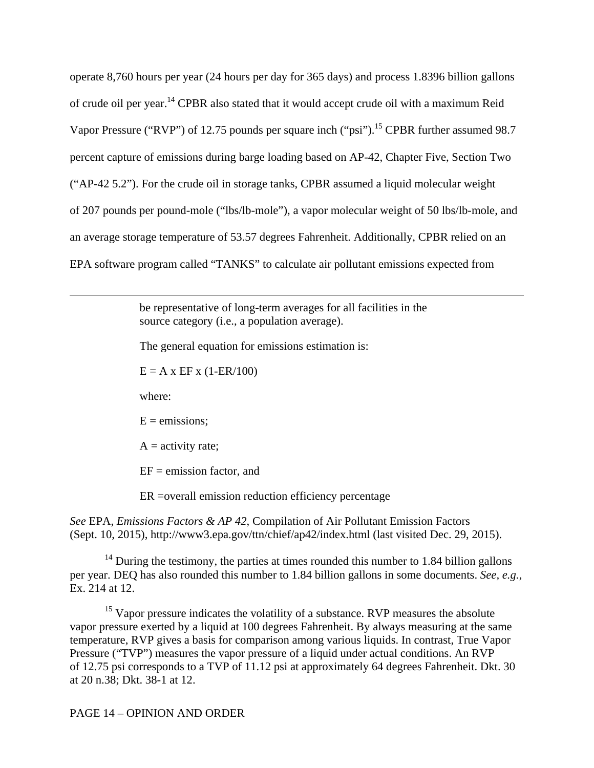operate 8,760 hours per year (24 hours per day for 365 days) and process 1.8396 billion gallons of crude oil per year.[14] CPBR also stated that it would accept crude oil with a maximum Reid Vapor Pressure ("RVP") of 12.75 pounds per square inch ("psi").[15] CPBR further assumed 98.7 percent capture of emissions during barge loading based on AP-42, Chapter Five, Section Two ("AP-42 5.2"). For the crude oil in storage tanks, CPBR assumed a liquid molecular weight of 207 pounds per pound-mole ("lbs/lb-mole"), a vapor molecular weight of 50 lbs/lb-mole, and an average storage temperature of 53.57 degrees Fahrenheit. Additionally, CPBR relied on an EPA software program called "TANKS" to calculate air pollutant emissions expected from

---

> be representative of long-term averages for all facilities in the source category (i.e., a population average).
>
> The general equation for emissions estimation is:
>
> $E = A \times EF \times (1-ER/100)$
>
> where:
>
> E = emissions;
>
> A = activity rate;
>
> EF = emission factor, and
>
> ER =overall emission reduction efficiency percentage

*See* EPA, *Emissions Factors & AP 42*, Compilation of Air Pollutant Emission Factors (Sept. 10, 2015), http://www3.epa.gov/ttn/chief/ap42/index.html (last visited Dec. 29, 2015).

[14] During the testimony, the parties at times rounded this number to 1.84 billion gallons per year. DEQ has also rounded this number to 1.84 billion gallons in some documents. *See, e.g.*, Ex. 214 at 12.

[15] Vapor pressure indicates the volatility of a substance. RVP measures the absolute vapor pressure exerted by a liquid at 100 degrees Fahrenheit. By always measuring at the same temperature, RVP gives a basis for comparison among various liquids. In contrast, True Vapor Pressure ("TVP") measures the vapor pressure of a liquid under actual conditions. An RVP of 12.75 psi corresponds to a TVP of 11.12 psi at approximately 64 degrees Fahrenheit. Dkt. 30 at 20 n.38; Dkt. 38-1 at 12.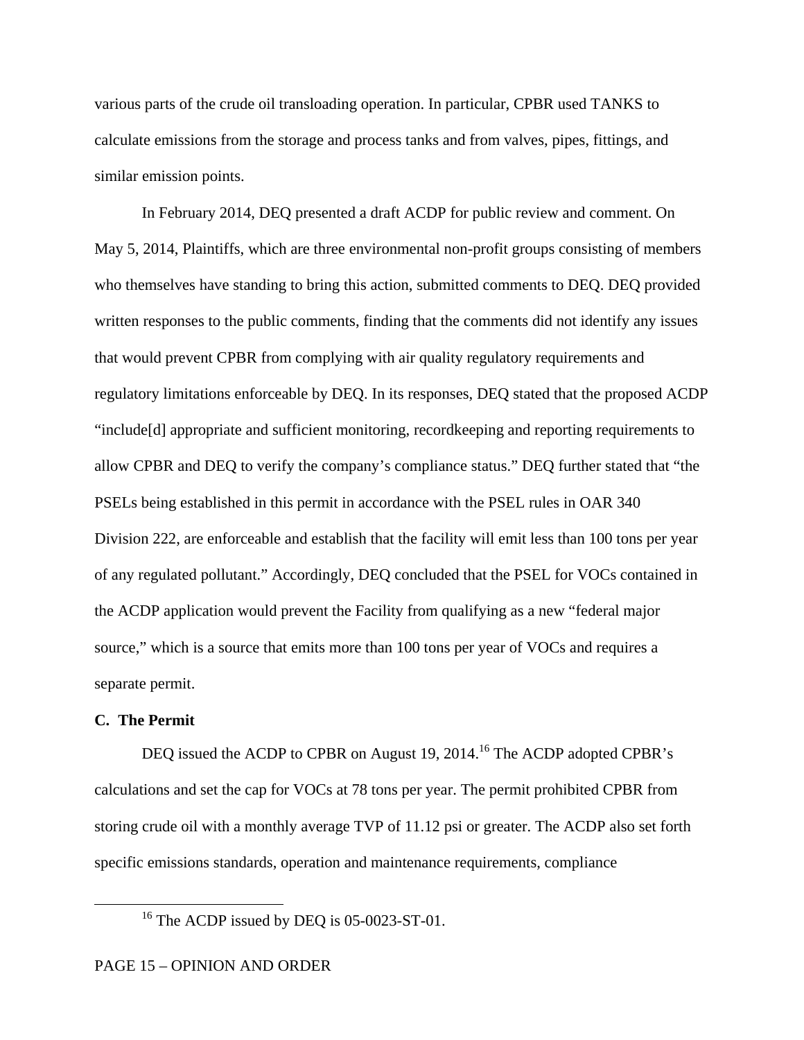various parts of the crude oil transloading operation. In particular, CPBR used TANKS to calculate emissions from the storage and process tanks and from valves, pipes, fittings, and similar emission points.

In February 2014, DEQ presented a draft ACDP for public review and comment. On May 5, 2014, Plaintiffs, which are three environmental non-profit groups consisting of members who themselves have standing to bring this action, submitted comments to DEQ. DEQ provided written responses to the public comments, finding that the comments did not identify any issues that would prevent CPBR from complying with air quality regulatory requirements and regulatory limitations enforceable by DEQ. In its responses, DEQ stated that the proposed ACDP "include[d] appropriate and sufficient monitoring, recordkeeping and reporting requirements to allow CPBR and DEQ to verify the company's compliance status." DEQ further stated that "the PSELs being established in this permit in accordance with the PSEL rules in OAR 340 Division 222, are enforceable and establish that the facility will emit less than 100 tons per year of any regulated pollutant." Accordingly, DEQ concluded that the PSEL for VOCs contained in the ACDP application would prevent the Facility from qualifying as a new "federal major source," which is a source that emits more than 100 tons per year of VOCs and requires a separate permit.

**C. The Permit**

DEQ issued the ACDP to CPBR on August 19, 2014.[16] The ACDP adopted CPBR's calculations and set the cap for VOCs at 78 tons per year. The permit prohibited CPBR from storing crude oil with a monthly average TVP of 11.12 psi or greater. The ACDP also set forth specific emissions standards, operation and maintenance requirements, compliance

[16] The ACDP issued by DEQ is 05-0023-ST-01.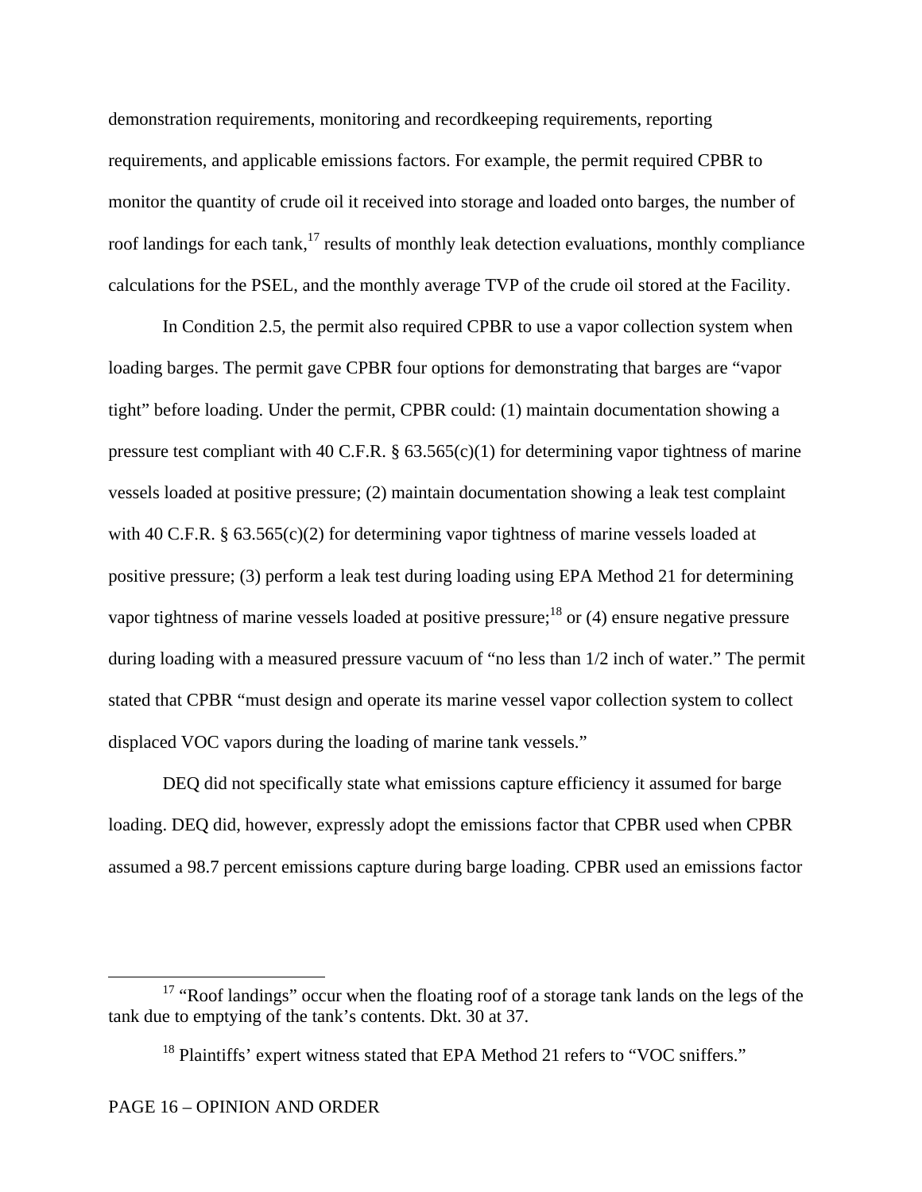demonstration requirements, monitoring and recordkeeping requirements, reporting requirements, and applicable emissions factors. For example, the permit required CPBR to monitor the quantity of crude oil it received into storage and loaded onto barges, the number of roof landings for each tank,[17] results of monthly leak detection evaluations, monthly compliance calculations for the PSEL, and the monthly average TVP of the crude oil stored at the Facility.

In Condition 2.5, the permit also required CPBR to use a vapor collection system when loading barges. The permit gave CPBR four options for demonstrating that barges are "vapor tight" before loading. Under the permit, CPBR could: (1) maintain documentation showing a pressure test compliant with 40 C.F.R. § 63.565(c)(1) for determining vapor tightness of marine vessels loaded at positive pressure; (2) maintain documentation showing a leak test complaint with 40 C.F.R. § 63.565(c)(2) for determining vapor tightness of marine vessels loaded at positive pressure; (3) perform a leak test during loading using EPA Method 21 for determining vapor tightness of marine vessels loaded at positive pressure;[18] or (4) ensure negative pressure during loading with a measured pressure vacuum of "no less than 1/2 inch of water." The permit stated that CPBR "must design and operate its marine vessel vapor collection system to collect displaced VOC vapors during the loading of marine tank vessels."

DEQ did not specifically state what emissions capture efficiency it assumed for barge loading. DEQ did, however, expressly adopt the emissions factor that CPBR used when CPBR assumed a 98.7 percent emissions capture during barge loading. CPBR used an emissions factor

---

[17] "Roof landings" occur when the floating roof of a storage tank lands on the legs of the tank due to emptying of the tank's contents. Dkt. 30 at 37.

[18] Plaintiffs' expert witness stated that EPA Method 21 refers to "VOC sniffers."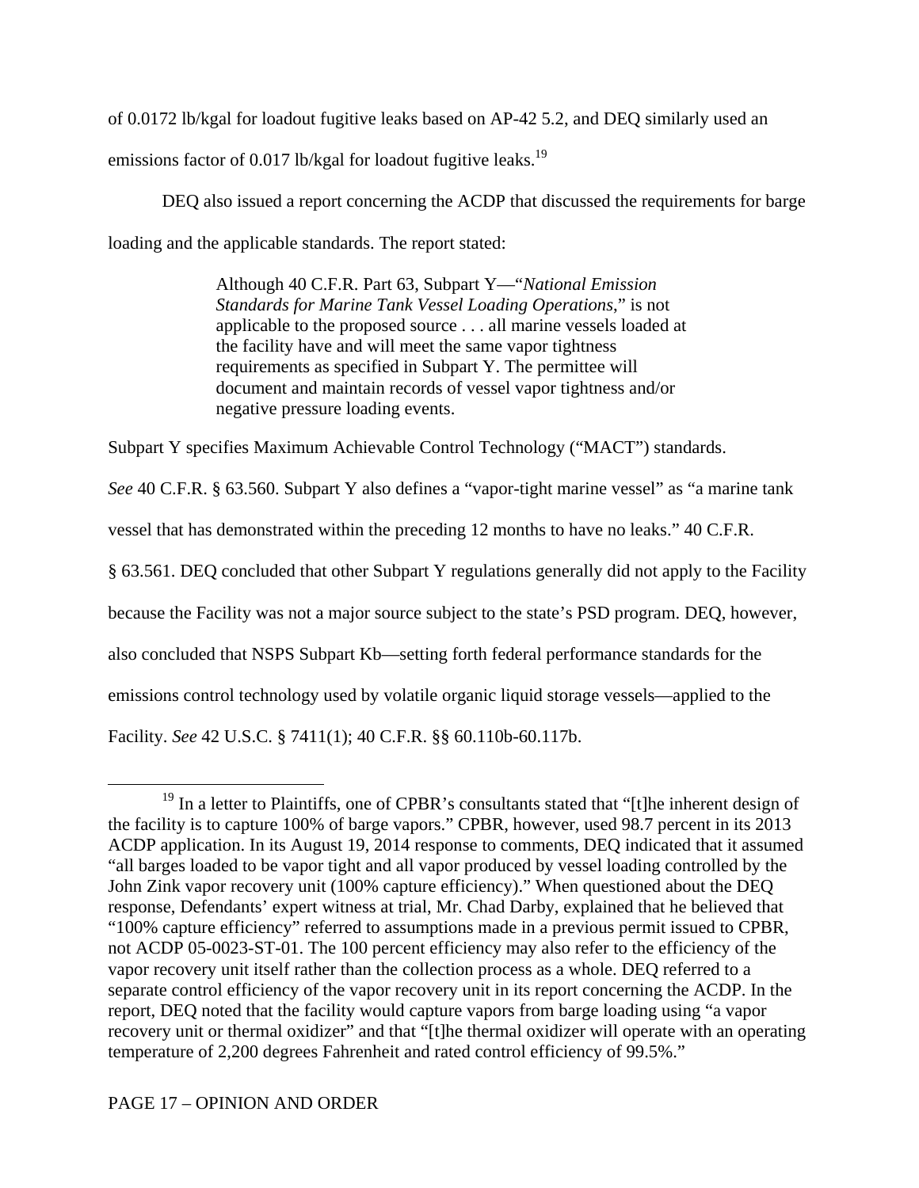of 0.0172 lb/kgal for loadout fugitive leaks based on AP-42 5.2, and DEQ similarly used an emissions factor of 0.017 lb/kgal for loadout fugitive leaks.[19]

DEQ also issued a report concerning the ACDP that discussed the requirements for barge loading and the applicable standards. The report stated:

> Although 40 C.F.R. Part 63, Subpart Y—"*National Emission Standards for Marine Tank Vessel Loading Operations*," is not applicable to the proposed source . . . all marine vessels loaded at the facility have and will meet the same vapor tightness requirements as specified in Subpart Y. The permittee will document and maintain records of vessel vapor tightness and/or negative pressure loading events.

Subpart Y specifies Maximum Achievable Control Technology ("MACT") standards. *See* 40 C.F.R. § 63.560. Subpart Y also defines a "vapor-tight marine vessel" as "a marine tank vessel that has demonstrated within the preceding 12 months to have no leaks." 40 C.F.R. § 63.561. DEQ concluded that other Subpart Y regulations generally did not apply to the Facility because the Facility was not a major source subject to the state's PSD program. DEQ, however, also concluded that NSPS Subpart Kb—setting forth federal performance standards for the emissions control technology used by volatile organic liquid storage vessels—applied to the Facility. *See* 42 U.S.C. § 7411(1); 40 C.F.R. §§ 60.110b-60.117b.

---

[19] In a letter to Plaintiffs, one of CPBR's consultants stated that "[t]he inherent design of the facility is to capture 100% of barge vapors." CPBR, however, used 98.7 percent in its 2013 ACDP application. In its August 19, 2014 response to comments, DEQ indicated that it assumed "all barges loaded to be vapor tight and all vapor produced by vessel loading controlled by the John Zink vapor recovery unit (100% capture efficiency)." When questioned about the DEQ response, Defendants' expert witness at trial, Mr. Chad Darby, explained that he believed that "100% capture efficiency" referred to assumptions made in a previous permit issued to CPBR, not ACDP 05-0023-ST-01. The 100 percent efficiency may also refer to the efficiency of the vapor recovery unit itself rather than the collection process as a whole. DEQ referred to a separate control efficiency of the vapor recovery unit in its report concerning the ACDP. In the report, DEQ noted that the facility would capture vapors from barge loading using "a vapor recovery unit or thermal oxidizer" and that "[t]he thermal oxidizer will operate with an operating temperature of 2,200 degrees Fahrenheit and rated control efficiency of 99.5%."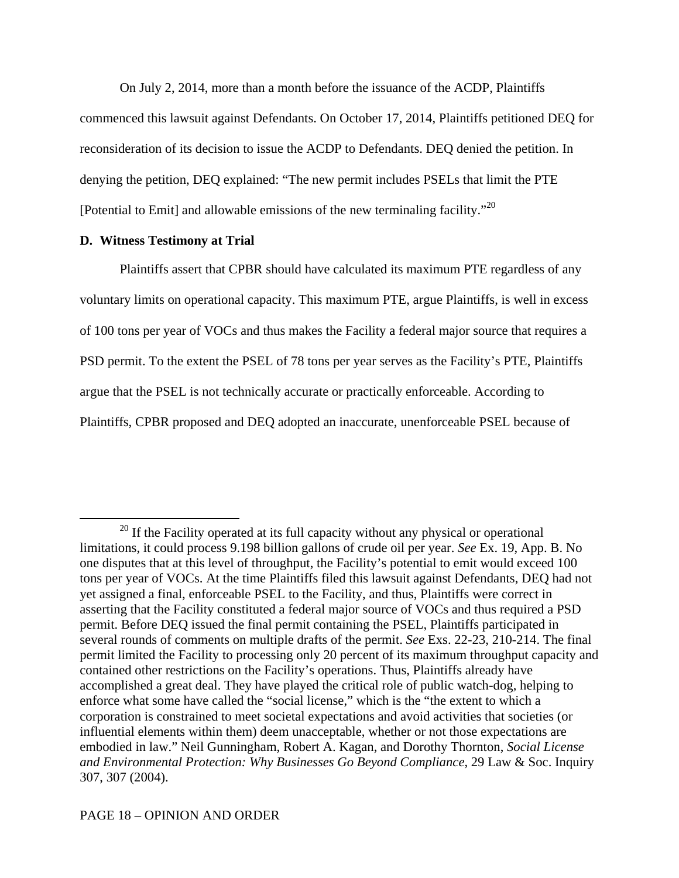On July 2, 2014, more than a month before the issuance of the ACDP, Plaintiffs commenced this lawsuit against Defendants. On October 17, 2014, Plaintiffs petitioned DEQ for reconsideration of its decision to issue the ACDP to Defendants. DEQ denied the petition. In denying the petition, DEQ explained: "The new permit includes PSELs that limit the PTE [Potential to Emit] and allowable emissions of the new terminaling facility."[20]

**D. Witness Testimony at Trial**

Plaintiffs assert that CPBR should have calculated its maximum PTE regardless of any voluntary limits on operational capacity. This maximum PTE, argue Plaintiffs, is well in excess of 100 tons per year of VOCs and thus makes the Facility a federal major source that requires a PSD permit. To the extent the PSEL of 78 tons per year serves as the Facility's PTE, Plaintiffs argue that the PSEL is not technically accurate or practically enforceable. According to Plaintiffs, CPBR proposed and DEQ adopted an inaccurate, unenforceable PSEL because of

---

[20] If the Facility operated at its full capacity without any physical or operational limitations, it could process 9.198 billion gallons of crude oil per year. *See* Ex. 19, App. B. No one disputes that at this level of throughput, the Facility's potential to emit would exceed 100 tons per year of VOCs. At the time Plaintiffs filed this lawsuit against Defendants, DEQ had not yet assigned a final, enforceable PSEL to the Facility, and thus, Plaintiffs were correct in asserting that the Facility constituted a federal major source of VOCs and thus required a PSD permit. Before DEQ issued the final permit containing the PSEL, Plaintiffs participated in several rounds of comments on multiple drafts of the permit. *See* Exs. 22-23, 210-214. The final permit limited the Facility to processing only 20 percent of its maximum throughput capacity and contained other restrictions on the Facility's operations. Thus, Plaintiffs already have accomplished a great deal. They have played the critical role of public watch-dog, helping to enforce what some have called the "social license," which is the "the extent to which a corporation is constrained to meet societal expectations and avoid activities that societies (or influential elements within them) deem unacceptable, whether or not those expectations are embodied in law." Neil Gunningham, Robert A. Kagan, and Dorothy Thornton, *Social License and Environmental Protection: Why Businesses Go Beyond Compliance*, 29 Law & Soc. Inquiry 307, 307 (2004).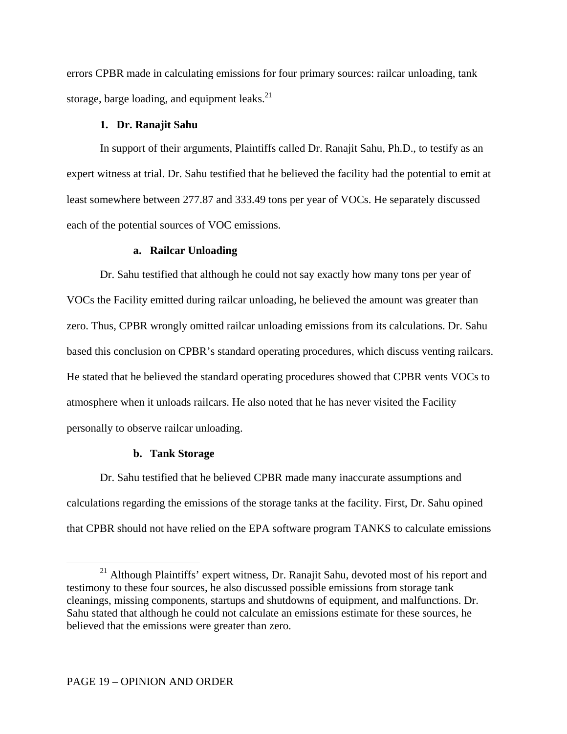errors CPBR made in calculating emissions for four primary sources: railcar unloading, tank storage, barge loading, and equipment leaks.[21]

### 1. Dr. Ranajit Sahu

In support of their arguments, Plaintiffs called Dr. Ranajit Sahu, Ph.D., to testify as an expert witness at trial. Dr. Sahu testified that he believed the facility had the potential to emit at least somewhere between 277.87 and 333.49 tons per year of VOCs. He separately discussed each of the potential sources of VOC emissions.

#### a. Railcar Unloading

Dr. Sahu testified that although he could not say exactly how many tons per year of VOCs the Facility emitted during railcar unloading, he believed the amount was greater than zero. Thus, CPBR wrongly omitted railcar unloading emissions from its calculations. Dr. Sahu based this conclusion on CPBR's standard operating procedures, which discuss venting railcars. He stated that he believed the standard operating procedures showed that CPBR vents VOCs to atmosphere when it unloads railcars. He also noted that he has never visited the Facility personally to observe railcar unloading.

#### b. Tank Storage

Dr. Sahu testified that he believed CPBR made many inaccurate assumptions and calculations regarding the emissions of the storage tanks at the facility. First, Dr. Sahu opined that CPBR should not have relied on the EPA software program TANKS to calculate emissions

---

[21] Although Plaintiffs' expert witness, Dr. Ranajit Sahu, devoted most of his report and testimony to these four sources, he also discussed possible emissions from storage tank cleanings, missing components, startups and shutdowns of equipment, and malfunctions. Dr. Sahu stated that although he could not calculate an emissions estimate for these sources, he believed that the emissions were greater than zero.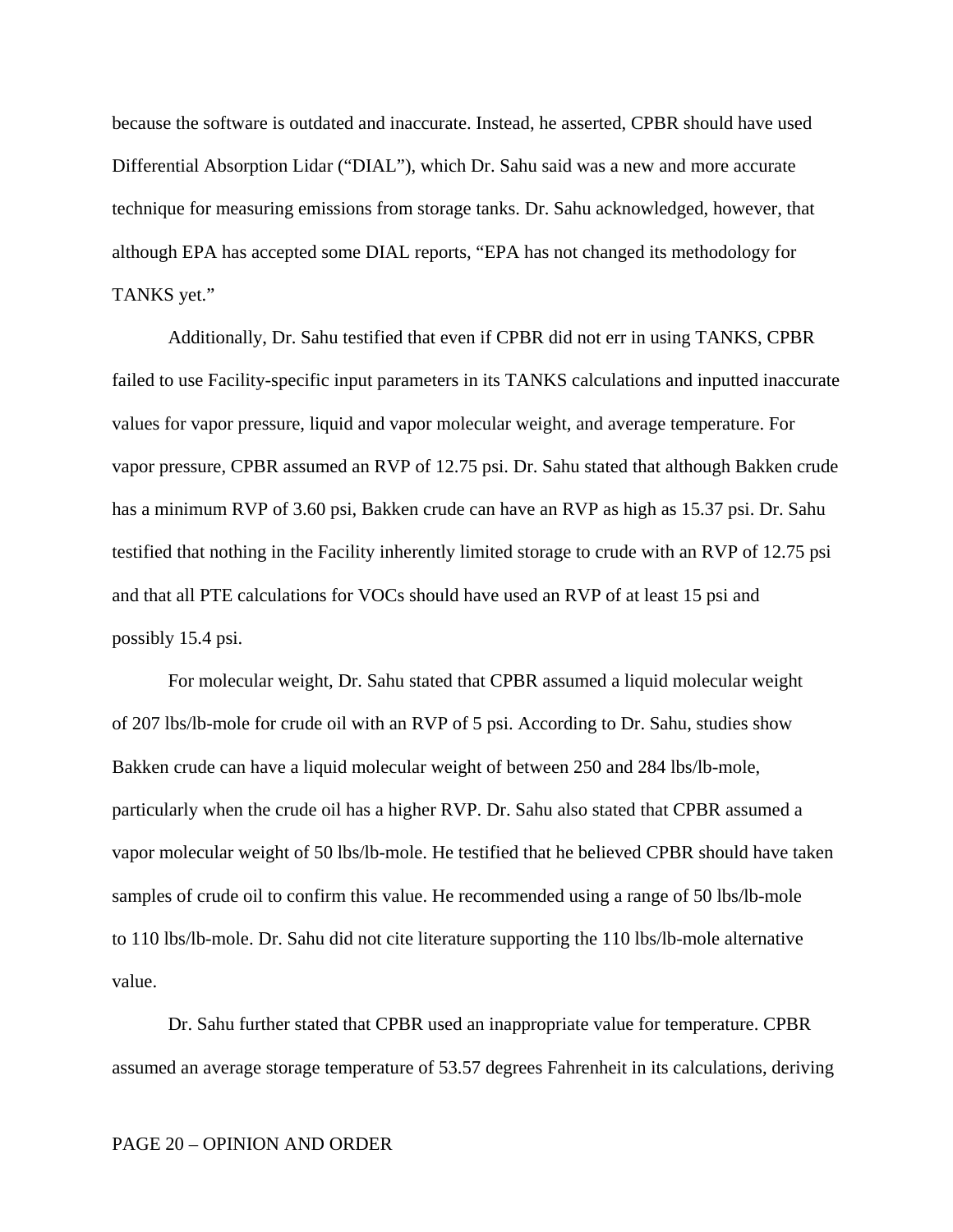because the software is outdated and inaccurate. Instead, he asserted, CPBR should have used Differential Absorption Lidar ("DIAL"), which Dr. Sahu said was a new and more accurate technique for measuring emissions from storage tanks. Dr. Sahu acknowledged, however, that although EPA has accepted some DIAL reports, "EPA has not changed its methodology for TANKS yet."

Additionally, Dr. Sahu testified that even if CPBR did not err in using TANKS, CPBR failed to use Facility-specific input parameters in its TANKS calculations and inputted inaccurate values for vapor pressure, liquid and vapor molecular weight, and average temperature. For vapor pressure, CPBR assumed an RVP of 12.75 psi. Dr. Sahu stated that although Bakken crude has a minimum RVP of 3.60 psi, Bakken crude can have an RVP as high as 15.37 psi. Dr. Sahu testified that nothing in the Facility inherently limited storage to crude with an RVP of 12.75 psi and that all PTE calculations for VOCs should have used an RVP of at least 15 psi and possibly 15.4 psi.

For molecular weight, Dr. Sahu stated that CPBR assumed a liquid molecular weight of 207 lbs/lb-mole for crude oil with an RVP of 5 psi. According to Dr. Sahu, studies show Bakken crude can have a liquid molecular weight of between 250 and 284 lbs/lb-mole, particularly when the crude oil has a higher RVP. Dr. Sahu also stated that CPBR assumed a vapor molecular weight of 50 lbs/lb-mole. He testified that he believed CPBR should have taken samples of crude oil to confirm this value. He recommended using a range of 50 lbs/lb-mole to 110 lbs/lb-mole. Dr. Sahu did not cite literature supporting the 110 lbs/lb-mole alternative value.

Dr. Sahu further stated that CPBR used an inappropriate value for temperature. CPBR assumed an average storage temperature of 53.57 degrees Fahrenheit in its calculations, deriving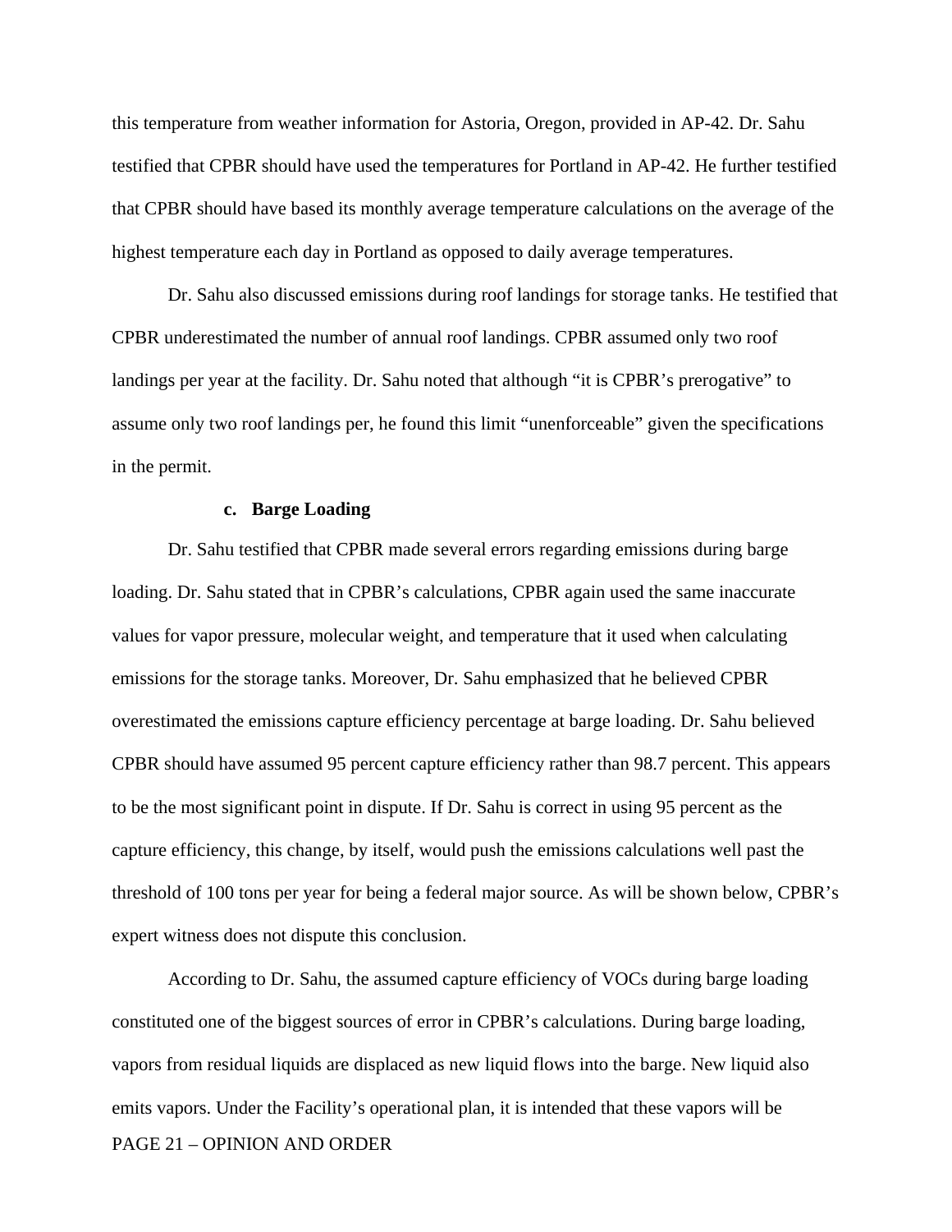this temperature from weather information for Astoria, Oregon, provided in AP-42. Dr. Sahu testified that CPBR should have used the temperatures for Portland in AP-42. He further testified that CPBR should have based its monthly average temperature calculations on the average of the highest temperature each day in Portland as opposed to daily average temperatures.

Dr. Sahu also discussed emissions during roof landings for storage tanks. He testified that CPBR underestimated the number of annual roof landings. CPBR assumed only two roof landings per year at the facility. Dr. Sahu noted that although "it is CPBR's prerogative" to assume only two roof landings per, he found this limit "unenforceable" given the specifications in the permit.

**c. Barge Loading**

Dr. Sahu testified that CPBR made several errors regarding emissions during barge loading. Dr. Sahu stated that in CPBR's calculations, CPBR again used the same inaccurate values for vapor pressure, molecular weight, and temperature that it used when calculating emissions for the storage tanks. Moreover, Dr. Sahu emphasized that he believed CPBR overestimated the emissions capture efficiency percentage at barge loading. Dr. Sahu believed CPBR should have assumed 95 percent capture efficiency rather than 98.7 percent. This appears to be the most significant point in dispute. If Dr. Sahu is correct in using 95 percent as the capture efficiency, this change, by itself, would push the emissions calculations well past the threshold of 100 tons per year for being a federal major source. As will be shown below, CPBR's expert witness does not dispute this conclusion.

According to Dr. Sahu, the assumed capture efficiency of VOCs during barge loading constituted one of the biggest sources of error in CPBR's calculations. During barge loading, vapors from residual liquids are displaced as new liquid flows into the barge. New liquid also emits vapors. Under the Facility's operational plan, it is intended that these vapors will be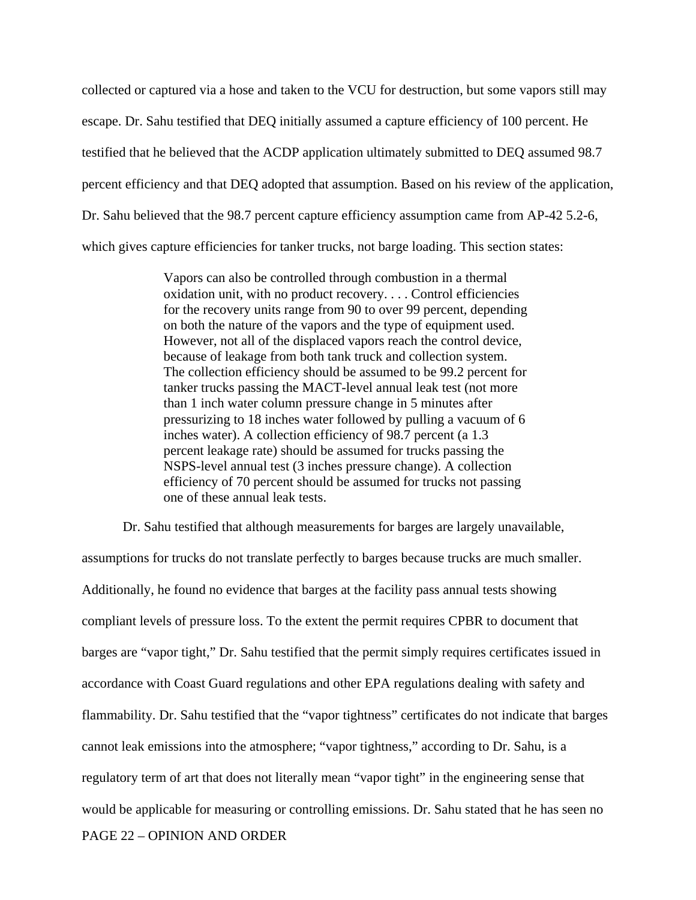collected or captured via a hose and taken to the VCU for destruction, but some vapors still may escape. Dr. Sahu testified that DEQ initially assumed a capture efficiency of 100 percent. He testified that he believed that the ACDP application ultimately submitted to DEQ assumed 98.7 percent efficiency and that DEQ adopted that assumption. Based on his review of the application, Dr. Sahu believed that the 98.7 percent capture efficiency assumption came from AP-42 5.2-6, which gives capture efficiencies for tanker trucks, not barge loading. This section states:

> Vapors can also be controlled through combustion in a thermal oxidation unit, with no product recovery. . . . Control efficiencies for the recovery units range from 90 to over 99 percent, depending on both the nature of the vapors and the type of equipment used. However, not all of the displaced vapors reach the control device, because of leakage from both tank truck and collection system. The collection efficiency should be assumed to be 99.2 percent for tanker trucks passing the MACT-level annual leak test (not more than 1 inch water column pressure change in 5 minutes after pressurizing to 18 inches water followed by pulling a vacuum of 6 inches water). A collection efficiency of 98.7 percent (a 1.3 percent leakage rate) should be assumed for trucks passing the NSPS-level annual test (3 inches pressure change). A collection efficiency of 70 percent should be assumed for trucks not passing one of these annual leak tests.

Dr. Sahu testified that although measurements for barges are largely unavailable, assumptions for trucks do not translate perfectly to barges because trucks are much smaller. Additionally, he found no evidence that barges at the facility pass annual tests showing compliant levels of pressure loss. To the extent the permit requires CPBR to document that barges are "vapor tight," Dr. Sahu testified that the permit simply requires certificates issued in accordance with Coast Guard regulations and other EPA regulations dealing with safety and flammability. Dr. Sahu testified that the "vapor tightness" certificates do not indicate that barges cannot leak emissions into the atmosphere; "vapor tightness," according to Dr. Sahu, is a regulatory term of art that does not literally mean "vapor tight" in the engineering sense that would be applicable for measuring or controlling emissions. Dr. Sahu stated that he has seen no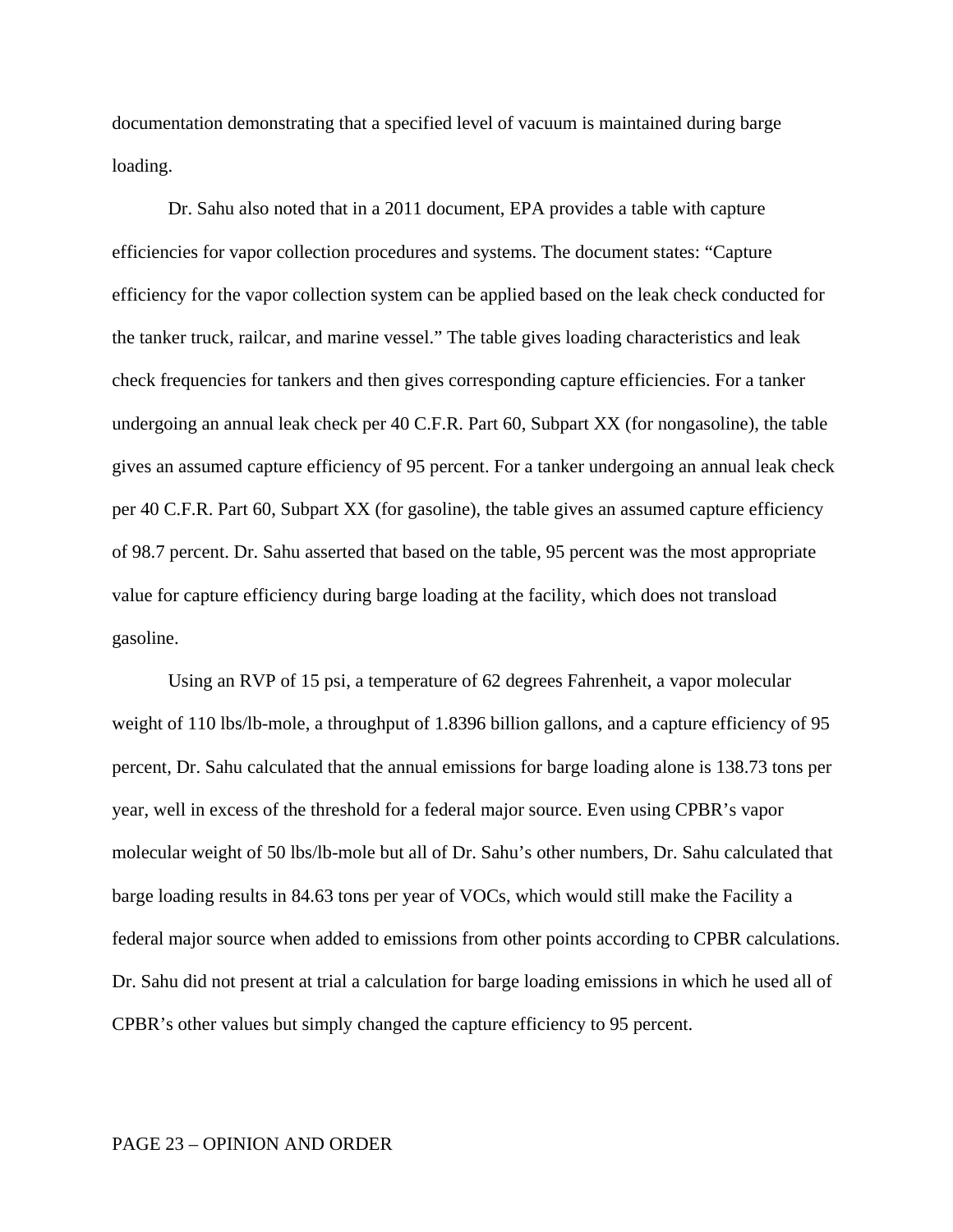documentation demonstrating that a specified level of vacuum is maintained during barge loading.

Dr. Sahu also noted that in a 2011 document, EPA provides a table with capture efficiencies for vapor collection procedures and systems. The document states: "Capture efficiency for the vapor collection system can be applied based on the leak check conducted for the tanker truck, railcar, and marine vessel." The table gives loading characteristics and leak check frequencies for tankers and then gives corresponding capture efficiencies. For a tanker undergoing an annual leak check per 40 C.F.R. Part 60, Subpart XX (for nongasoline), the table gives an assumed capture efficiency of 95 percent. For a tanker undergoing an annual leak check per 40 C.F.R. Part 60, Subpart XX (for gasoline), the table gives an assumed capture efficiency of 98.7 percent. Dr. Sahu asserted that based on the table, 95 percent was the most appropriate value for capture efficiency during barge loading at the facility, which does not transload gasoline.

Using an RVP of 15 psi, a temperature of 62 degrees Fahrenheit, a vapor molecular weight of 110 lbs/lb-mole, a throughput of 1.8396 billion gallons, and a capture efficiency of 95 percent, Dr. Sahu calculated that the annual emissions for barge loading alone is 138.73 tons per year, well in excess of the threshold for a federal major source. Even using CPBR's vapor molecular weight of 50 lbs/lb-mole but all of Dr. Sahu's other numbers, Dr. Sahu calculated that barge loading results in 84.63 tons per year of VOCs, which would still make the Facility a federal major source when added to emissions from other points according to CPBR calculations. Dr. Sahu did not present at trial a calculation for barge loading emissions in which he used all of CPBR's other values but simply changed the capture efficiency to 95 percent.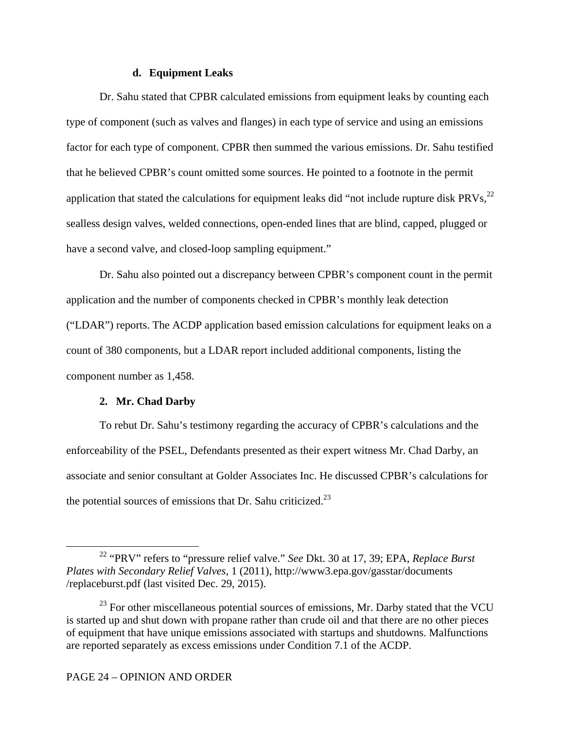#### d. Equipment Leaks

Dr. Sahu stated that CPBR calculated emissions from equipment leaks by counting each type of component (such as valves and flanges) in each type of service and using an emissions factor for each type of component. CPBR then summed the various emissions. Dr. Sahu testified that he believed CPBR's count omitted some sources. He pointed to a footnote in the permit application that stated the calculations for equipment leaks did "not include rupture disk PRVs,[22] sealless design valves, welded connections, open-ended lines that are blind, capped, plugged or have a second valve, and closed-loop sampling equipment."

Dr. Sahu also pointed out a discrepancy between CPBR's component count in the permit application and the number of components checked in CPBR's monthly leak detection ("LDAR") reports. The ACDP application based emission calculations for equipment leaks on a count of 380 components, but a LDAR report included additional components, listing the component number as 1,458.

### 2. Mr. Chad Darby

To rebut Dr. Sahu's testimony regarding the accuracy of CPBR's calculations and the enforceability of the PSEL, Defendants presented as their expert witness Mr. Chad Darby, an associate and senior consultant at Golder Associates Inc. He discussed CPBR's calculations for the potential sources of emissions that Dr. Sahu criticized.[23]

---

[22] "PRV" refers to "pressure relief valve." *See* Dkt. 30 at 17, 39; EPA, *Replace Burst Plates with Secondary Relief Valves*, 1 (2011), http://www3.epa.gov/gasstar/documents /replaceburst.pdf (last visited Dec. 29, 2015).

[23] For other miscellaneous potential sources of emissions, Mr. Darby stated that the VCU is started up and shut down with propane rather than crude oil and that there are no other pieces of equipment that have unique emissions associated with startups and shutdowns. Malfunctions are reported separately as excess emissions under Condition 7.1 of the ACDP.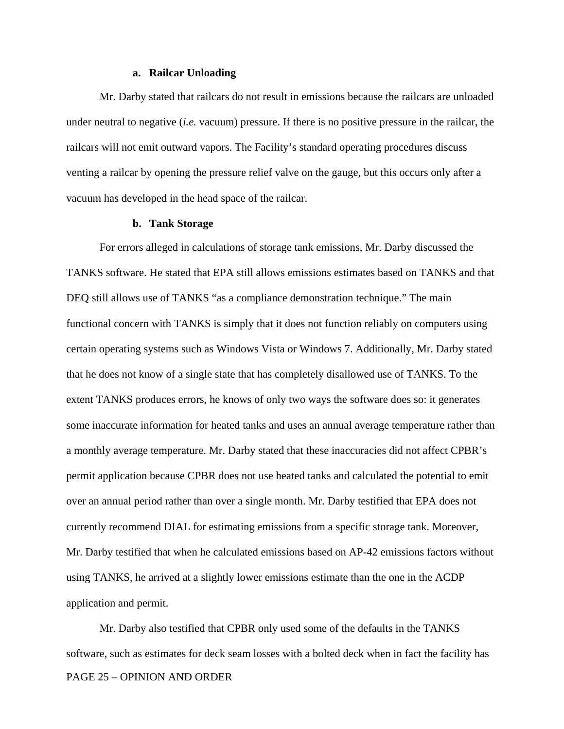#### a. Railcar Unloading

Mr. Darby stated that railcars do not result in emissions because the railcars are unloaded under neutral to negative (*i.e.* vacuum) pressure. If there is no positive pressure in the railcar, the railcars will not emit outward vapors. The Facility's standard operating procedures discuss venting a railcar by opening the pressure relief valve on the gauge, but this occurs only after a vacuum has developed in the head space of the railcar.

#### b. Tank Storage

For errors alleged in calculations of storage tank emissions, Mr. Darby discussed the TANKS software. He stated that EPA still allows emissions estimates based on TANKS and that DEQ still allows use of TANKS "as a compliance demonstration technique." The main functional concern with TANKS is simply that it does not function reliably on computers using certain operating systems such as Windows Vista or Windows 7. Additionally, Mr. Darby stated that he does not know of a single state that has completely disallowed use of TANKS. To the extent TANKS produces errors, he knows of only two ways the software does so: it generates some inaccurate information for heated tanks and uses an annual average temperature rather than a monthly average temperature. Mr. Darby stated that these inaccuracies did not affect CPBR's permit application because CPBR does not use heated tanks and calculated the potential to emit over an annual period rather than over a single month. Mr. Darby testified that EPA does not currently recommend DIAL for estimating emissions from a specific storage tank. Moreover, Mr. Darby testified that when he calculated emissions based on AP-42 emissions factors without using TANKS, he arrived at a slightly lower emissions estimate than the one in the ACDP application and permit.

Mr. Darby also testified that CPBR only used some of the defaults in the TANKS software, such as estimates for deck seam losses with a bolted deck when in fact the facility has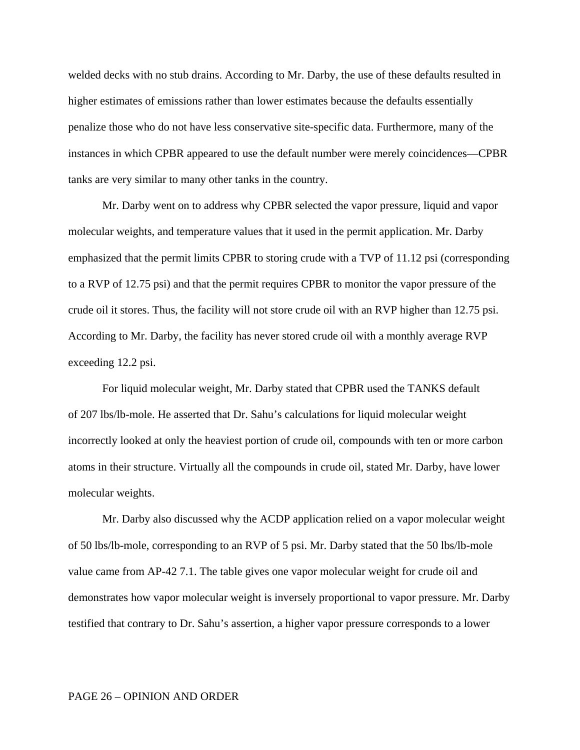welded decks with no stub drains. According to Mr. Darby, the use of these defaults resulted in higher estimates of emissions rather than lower estimates because the defaults essentially penalize those who do not have less conservative site-specific data. Furthermore, many of the instances in which CPBR appeared to use the default number were merely coincidences—CPBR tanks are very similar to many other tanks in the country.

Mr. Darby went on to address why CPBR selected the vapor pressure, liquid and vapor molecular weights, and temperature values that it used in the permit application. Mr. Darby emphasized that the permit limits CPBR to storing crude with a TVP of 11.12 psi (corresponding to a RVP of 12.75 psi) and that the permit requires CPBR to monitor the vapor pressure of the crude oil it stores. Thus, the facility will not store crude oil with an RVP higher than 12.75 psi. According to Mr. Darby, the facility has never stored crude oil with a monthly average RVP exceeding 12.2 psi.

For liquid molecular weight, Mr. Darby stated that CPBR used the TANKS default of 207 lbs/lb-mole. He asserted that Dr. Sahu's calculations for liquid molecular weight incorrectly looked at only the heaviest portion of crude oil, compounds with ten or more carbon atoms in their structure. Virtually all the compounds in crude oil, stated Mr. Darby, have lower molecular weights.

Mr. Darby also discussed why the ACDP application relied on a vapor molecular weight of 50 lbs/lb-mole, corresponding to an RVP of 5 psi. Mr. Darby stated that the 50 lbs/lb-mole value came from AP-42 7.1. The table gives one vapor molecular weight for crude oil and demonstrates how vapor molecular weight is inversely proportional to vapor pressure. Mr. Darby testified that contrary to Dr. Sahu's assertion, a higher vapor pressure corresponds to a lower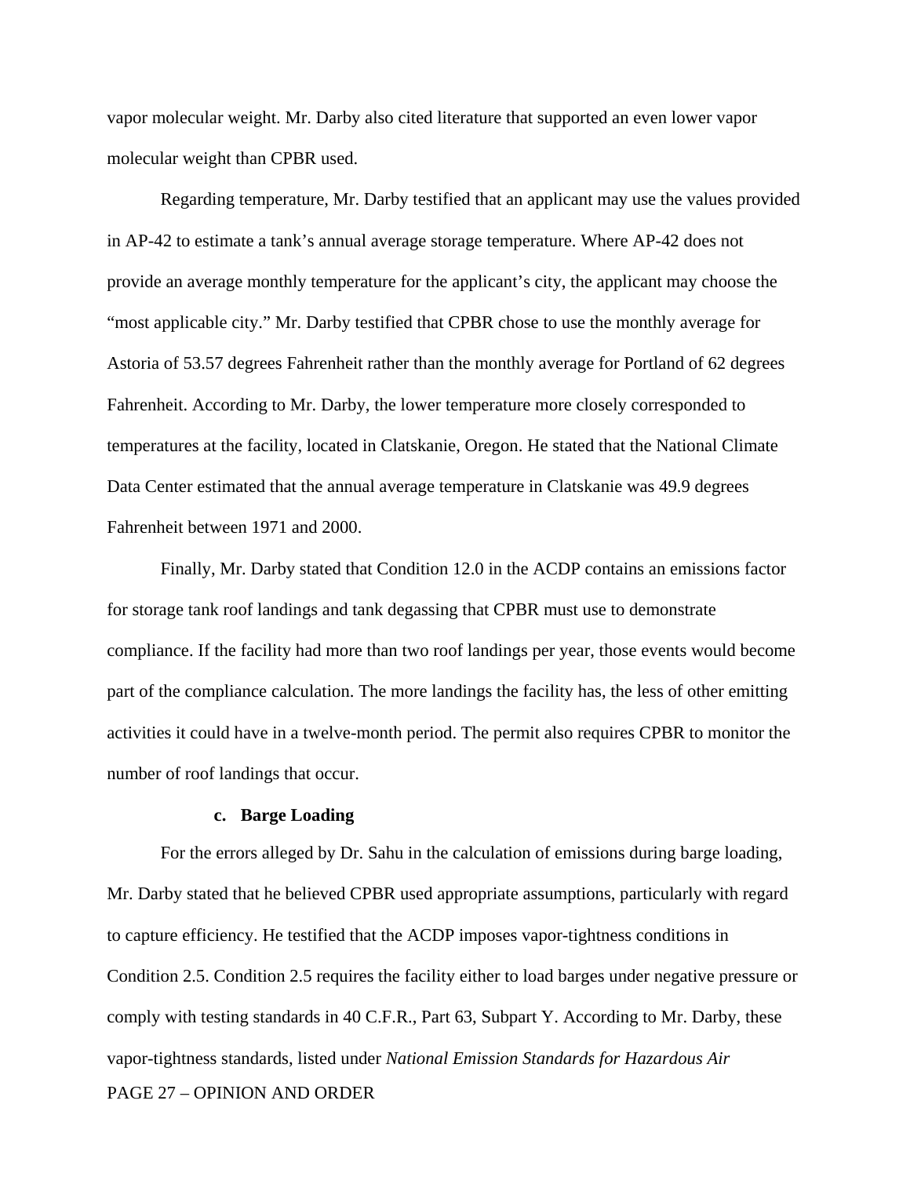vapor molecular weight. Mr. Darby also cited literature that supported an even lower vapor molecular weight than CPBR used.

Regarding temperature, Mr. Darby testified that an applicant may use the values provided in AP-42 to estimate a tank's annual average storage temperature. Where AP-42 does not provide an average monthly temperature for the applicant's city, the applicant may choose the "most applicable city." Mr. Darby testified that CPBR chose to use the monthly average for Astoria of 53.57 degrees Fahrenheit rather than the monthly average for Portland of 62 degrees Fahrenheit. According to Mr. Darby, the lower temperature more closely corresponded to temperatures at the facility, located in Clatskanie, Oregon. He stated that the National Climate Data Center estimated that the annual average temperature in Clatskanie was 49.9 degrees Fahrenheit between 1971 and 2000.

Finally, Mr. Darby stated that Condition 12.0 in the ACDP contains an emissions factor for storage tank roof landings and tank degassing that CPBR must use to demonstrate compliance. If the facility had more than two roof landings per year, those events would become part of the compliance calculation. The more landings the facility has, the less of other emitting activities it could have in a twelve-month period. The permit also requires CPBR to monitor the number of roof landings that occur.

**c. Barge Loading**

For the errors alleged by Dr. Sahu in the calculation of emissions during barge loading, Mr. Darby stated that he believed CPBR used appropriate assumptions, particularly with regard to capture efficiency. He testified that the ACDP imposes vapor-tightness conditions in Condition 2.5. Condition 2.5 requires the facility either to load barges under negative pressure or comply with testing standards in 40 C.F.R., Part 63, Subpart Y. According to Mr. Darby, these vapor-tightness standards, listed under *National Emission Standards for Hazardous Air*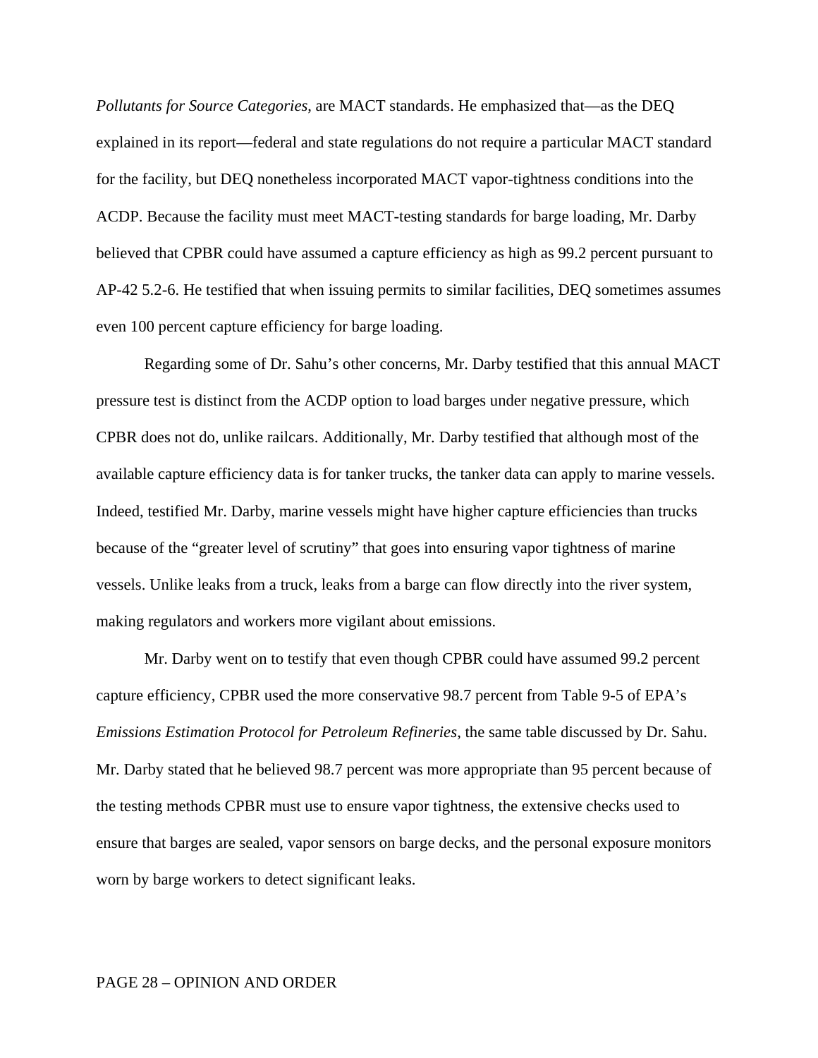*Pollutants for Source Categories*, are MACT standards. He emphasized that—as the DEQ explained in its report—federal and state regulations do not require a particular MACT standard for the facility, but DEQ nonetheless incorporated MACT vapor-tightness conditions into the ACDP. Because the facility must meet MACT-testing standards for barge loading, Mr. Darby believed that CPBR could have assumed a capture efficiency as high as 99.2 percent pursuant to AP-42 5.2-6. He testified that when issuing permits to similar facilities, DEQ sometimes assumes even 100 percent capture efficiency for barge loading.

Regarding some of Dr. Sahu's other concerns, Mr. Darby testified that this annual MACT pressure test is distinct from the ACDP option to load barges under negative pressure, which CPBR does not do, unlike railcars. Additionally, Mr. Darby testified that although most of the available capture efficiency data is for tanker trucks, the tanker data can apply to marine vessels. Indeed, testified Mr. Darby, marine vessels might have higher capture efficiencies than trucks because of the "greater level of scrutiny" that goes into ensuring vapor tightness of marine vessels. Unlike leaks from a truck, leaks from a barge can flow directly into the river system, making regulators and workers more vigilant about emissions.

Mr. Darby went on to testify that even though CPBR could have assumed 99.2 percent capture efficiency, CPBR used the more conservative 98.7 percent from Table 9-5 of EPA's *Emissions Estimation Protocol for Petroleum Refineries*, the same table discussed by Dr. Sahu. Mr. Darby stated that he believed 98.7 percent was more appropriate than 95 percent because of the testing methods CPBR must use to ensure vapor tightness, the extensive checks used to ensure that barges are sealed, vapor sensors on barge decks, and the personal exposure monitors worn by barge workers to detect significant leaks.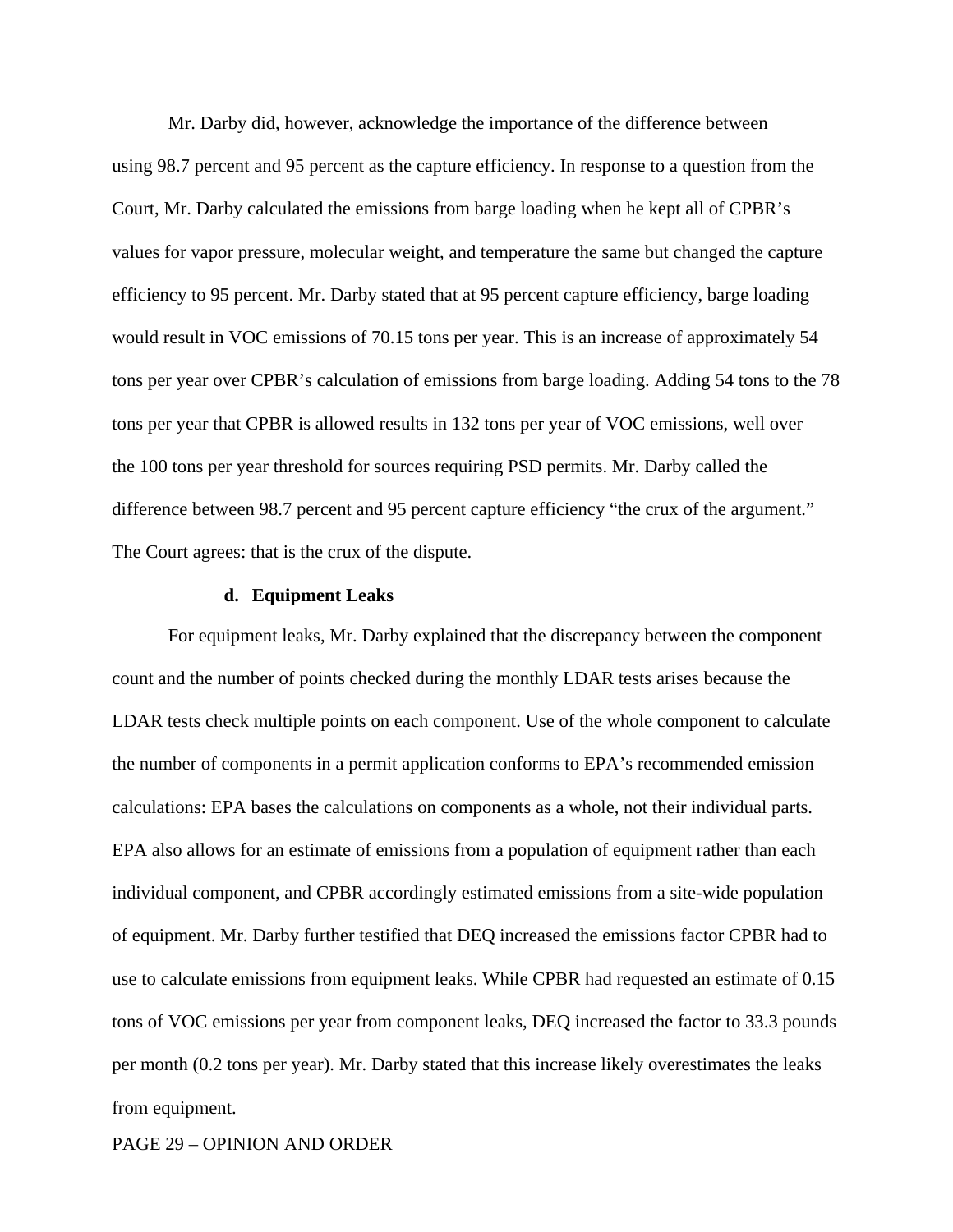Mr. Darby did, however, acknowledge the importance of the difference between using 98.7 percent and 95 percent as the capture efficiency. In response to a question from the Court, Mr. Darby calculated the emissions from barge loading when he kept all of CPBR's values for vapor pressure, molecular weight, and temperature the same but changed the capture efficiency to 95 percent. Mr. Darby stated that at 95 percent capture efficiency, barge loading would result in VOC emissions of 70.15 tons per year. This is an increase of approximately 54 tons per year over CPBR's calculation of emissions from barge loading. Adding 54 tons to the 78 tons per year that CPBR is allowed results in 132 tons per year of VOC emissions, well over the 100 tons per year threshold for sources requiring PSD permits. Mr. Darby called the difference between 98.7 percent and 95 percent capture efficiency "the crux of the argument." The Court agrees: that is the crux of the dispute.

#### d. Equipment Leaks

For equipment leaks, Mr. Darby explained that the discrepancy between the component count and the number of points checked during the monthly LDAR tests arises because the LDAR tests check multiple points on each component. Use of the whole component to calculate the number of components in a permit application conforms to EPA's recommended emission calculations: EPA bases the calculations on components as a whole, not their individual parts. EPA also allows for an estimate of emissions from a population of equipment rather than each individual component, and CPBR accordingly estimated emissions from a site-wide population of equipment. Mr. Darby further testified that DEQ increased the emissions factor CPBR had to use to calculate emissions from equipment leaks. While CPBR had requested an estimate of 0.15 tons of VOC emissions per year from component leaks, DEQ increased the factor to 33.3 pounds per month (0.2 tons per year). Mr. Darby stated that this increase likely overestimates the leaks from equipment.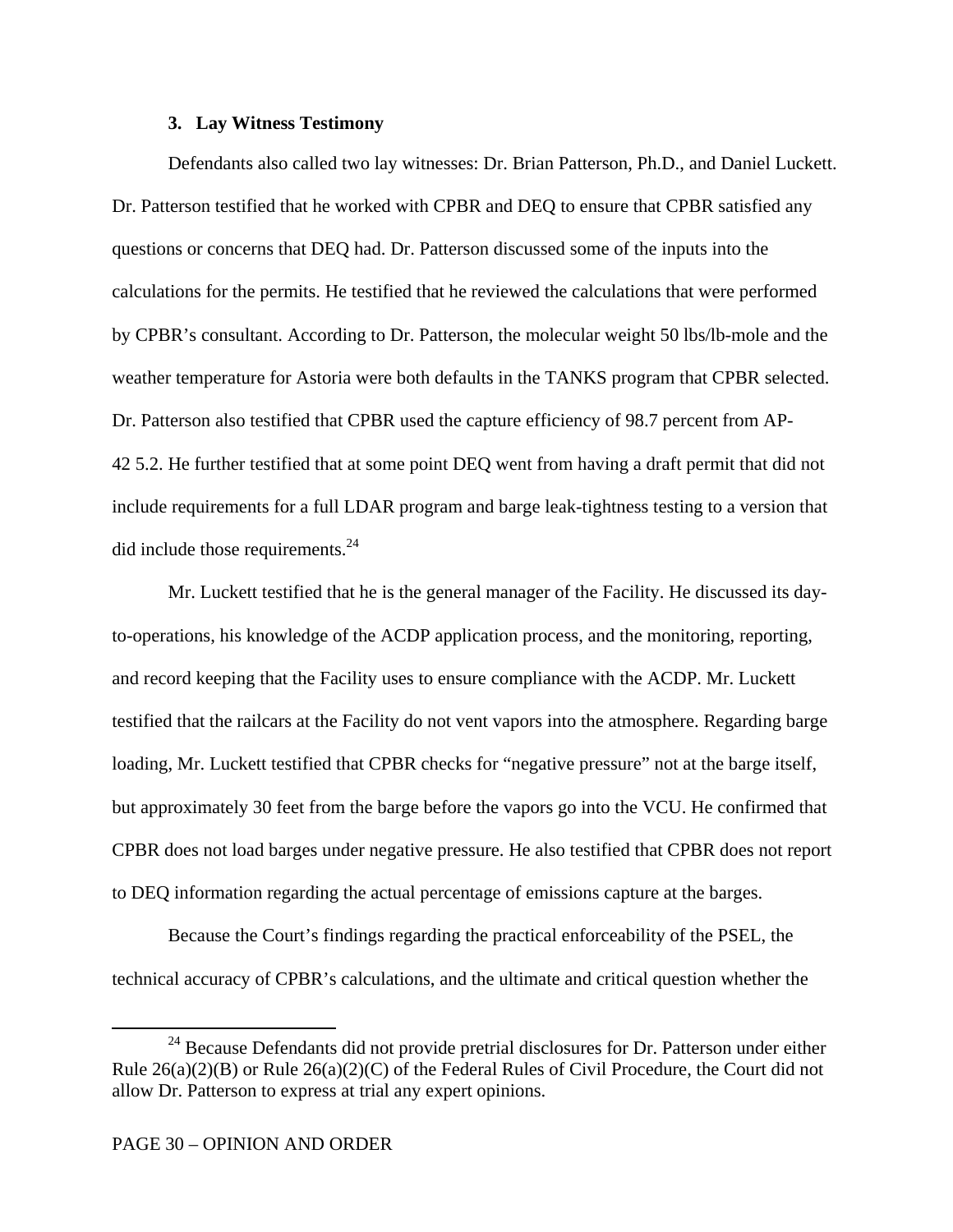### 3. Lay Witness Testimony

Defendants also called two lay witnesses: Dr. Brian Patterson, Ph.D., and Daniel Luckett. Dr. Patterson testified that he worked with CPBR and DEQ to ensure that CPBR satisfied any questions or concerns that DEQ had. Dr. Patterson discussed some of the inputs into the calculations for the permits. He testified that he reviewed the calculations that were performed by CPBR's consultant. According to Dr. Patterson, the molecular weight 50 lbs/lb-mole and the weather temperature for Astoria were both defaults in the TANKS program that CPBR selected. Dr. Patterson also testified that CPBR used the capture efficiency of 98.7 percent from AP-42 5.2. He further testified that at some point DEQ went from having a draft permit that did not include requirements for a full LDAR program and barge leak-tightness testing to a version that did include those requirements.[24]

Mr. Luckett testified that he is the general manager of the Facility. He discussed its day-to-operations, his knowledge of the ACDP application process, and the monitoring, reporting, and record keeping that the Facility uses to ensure compliance with the ACDP. Mr. Luckett testified that the railcars at the Facility do not vent vapors into the atmosphere. Regarding barge loading, Mr. Luckett testified that CPBR checks for "negative pressure" not at the barge itself, but approximately 30 feet from the barge before the vapors go into the VCU. He confirmed that CPBR does not load barges under negative pressure. He also testified that CPBR does not report to DEQ information regarding the actual percentage of emissions capture at the barges.

Because the Court's findings regarding the practical enforceability of the PSEL, the technical accuracy of CPBR's calculations, and the ultimate and critical question whether the

[24] Because Defendants did not provide pretrial disclosures for Dr. Patterson under either Rule 26(a)(2)(B) or Rule 26(a)(2)(C) of the Federal Rules of Civil Procedure, the Court did not allow Dr. Patterson to express at trial any expert opinions.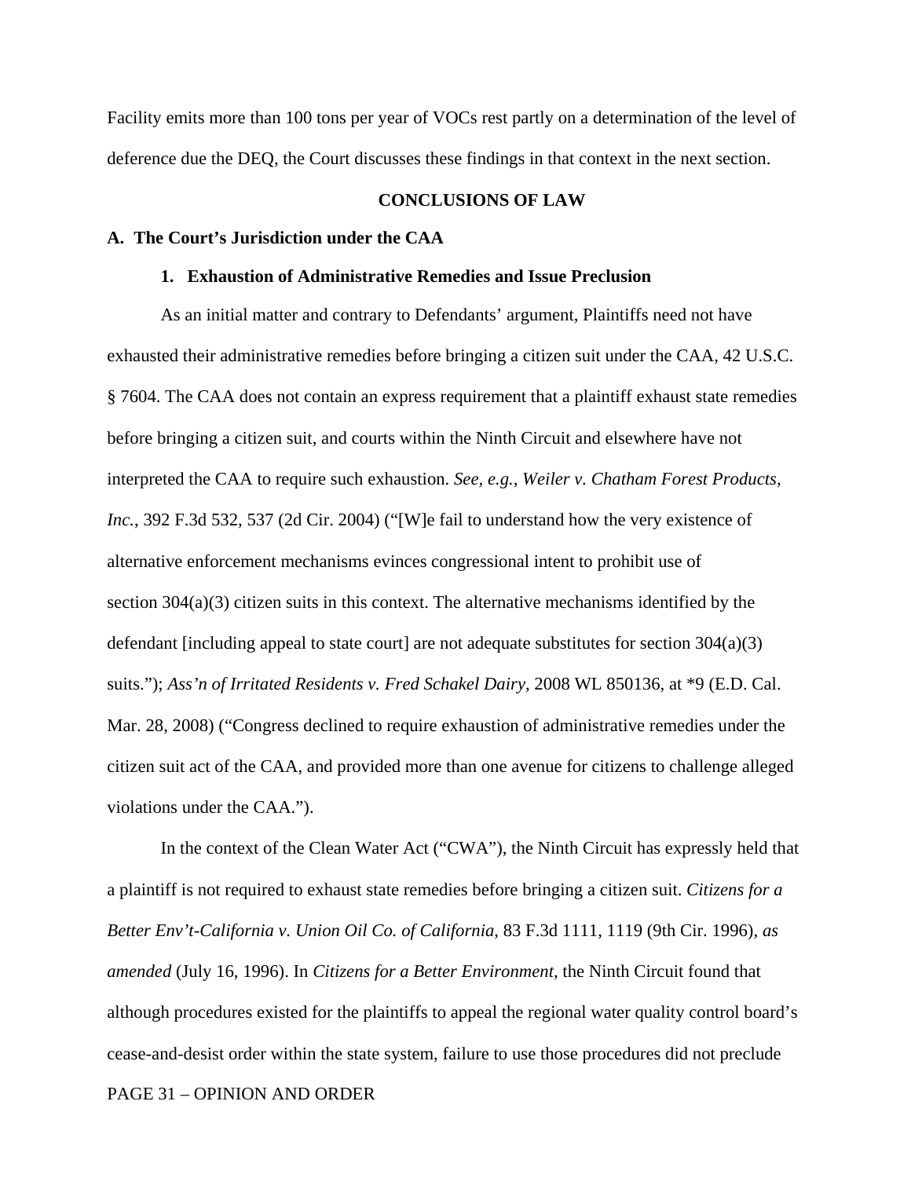Facility emits more than 100 tons per year of VOCs rest partly on a determination of the level of deference due the DEQ, the Court discusses these findings in that context in the next section.

## CONCLUSIONS OF LAW

### A. The Court's Jurisdiction under the CAA

#### 1. Exhaustion of Administrative Remedies and Issue Preclusion

As an initial matter and contrary to Defendants' argument, Plaintiffs need not have exhausted their administrative remedies before bringing a citizen suit under the CAA, 42 U.S.C. § 7604. The CAA does not contain an express requirement that a plaintiff exhaust state remedies before bringing a citizen suit, and courts within the Ninth Circuit and elsewhere have not interpreted the CAA to require such exhaustion. *See, e.g.*, *Weiler v. Chatham Forest Products, Inc.*, 392 F.3d 532, 537 (2d Cir. 2004) ("[W]e fail to understand how the very existence of alternative enforcement mechanisms evinces congressional intent to prohibit use of section 304(a)(3) citizen suits in this context. The alternative mechanisms identified by the defendant [including appeal to state court] are not adequate substitutes for section 304(a)(3) suits."); *Ass'n of Irritated Residents v. Fred Schakel Dairy*, 2008 WL 850136, at *9 (E.D. Cal. Mar. 28, 2008) ("Congress declined to require exhaustion of administrative remedies under the citizen suit act of the CAA, and provided more than one avenue for citizens to challenge alleged violations under the CAA.").

In the context of the Clean Water Act ("CWA"), the Ninth Circuit has expressly held that a plaintiff is not required to exhaust state remedies before bringing a citizen suit. *Citizens for a Better Env't-California v. Union Oil Co. of California*, 83 F.3d 1111, 1119 (9th Cir. 1996), *as amended* (July 16, 1996). In *Citizens for a Better Environment*, the Ninth Circuit found that although procedures existed for the plaintiffs to appeal the regional water quality control board's cease-and-desist order within the state system, failure to use those procedures did not preclude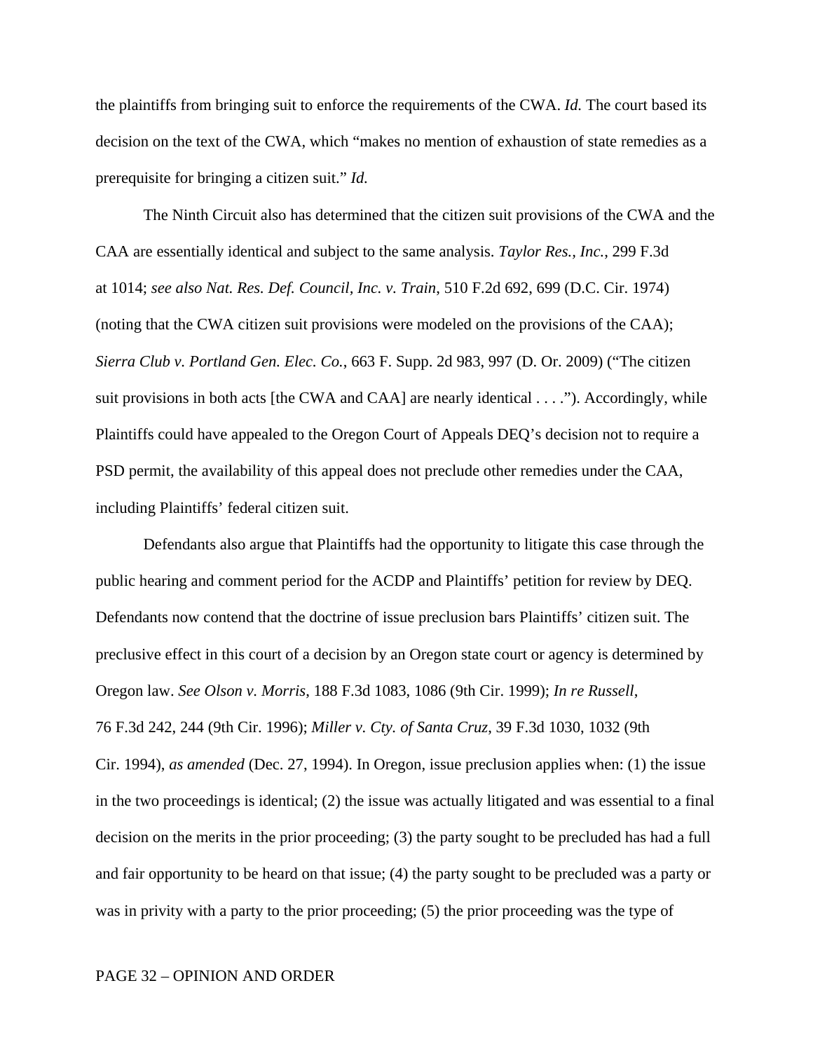the plaintiffs from bringing suit to enforce the requirements of the CWA. *Id.* The court based its decision on the text of the CWA, which "makes no mention of exhaustion of state remedies as a prerequisite for bringing a citizen suit." *Id.*

The Ninth Circuit also has determined that the citizen suit provisions of the CWA and the CAA are essentially identical and subject to the same analysis. *Taylor Res., Inc.*, 299 F.3d at 1014; *see also Nat. Res. Def. Council, Inc. v. Train*, 510 F.2d 692, 699 (D.C. Cir. 1974) (noting that the CWA citizen suit provisions were modeled on the provisions of the CAA); *Sierra Club v. Portland Gen. Elec. Co.*, 663 F. Supp. 2d 983, 997 (D. Or. 2009) ("The citizen suit provisions in both acts [the CWA and CAA] are nearly identical . . . ."). Accordingly, while Plaintiffs could have appealed to the Oregon Court of Appeals DEQ's decision not to require a PSD permit, the availability of this appeal does not preclude other remedies under the CAA, including Plaintiffs' federal citizen suit.

Defendants also argue that Plaintiffs had the opportunity to litigate this case through the public hearing and comment period for the ACDP and Plaintiffs' petition for review by DEQ. Defendants now contend that the doctrine of issue preclusion bars Plaintiffs' citizen suit. The preclusive effect in this court of a decision by an Oregon state court or agency is determined by Oregon law. *See Olson v. Morris*, 188 F.3d 1083, 1086 (9th Cir. 1999); *In re Russell*, 76 F.3d 242, 244 (9th Cir. 1996); *Miller v. Cty. of Santa Cruz*, 39 F.3d 1030, 1032 (9th Cir. 1994), *as amended* (Dec. 27, 1994). In Oregon, issue preclusion applies when: (1) the issue in the two proceedings is identical; (2) the issue was actually litigated and was essential to a final decision on the merits in the prior proceeding; (3) the party sought to be precluded has had a full and fair opportunity to be heard on that issue; (4) the party sought to be precluded was a party or was in privity with a party to the prior proceeding; (5) the prior proceeding was the type of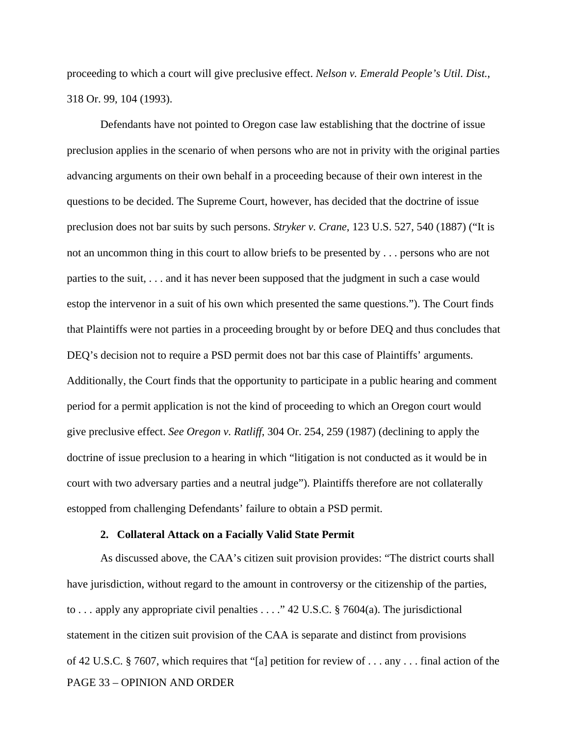proceeding to which a court will give preclusive effect. *Nelson v. Emerald People's Util. Dist.*, 318 Or. 99, 104 (1993).

Defendants have not pointed to Oregon case law establishing that the doctrine of issue preclusion applies in the scenario of when persons who are not in privity with the original parties advancing arguments on their own behalf in a proceeding because of their own interest in the questions to be decided. The Supreme Court, however, has decided that the doctrine of issue preclusion does not bar suits by such persons. *Stryker v. Crane*, 123 U.S. 527, 540 (1887) ("It is not an uncommon thing in this court to allow briefs to be presented by . . . persons who are not parties to the suit, . . . and it has never been supposed that the judgment in such a case would estop the intervenor in a suit of his own which presented the same questions."). The Court finds that Plaintiffs were not parties in a proceeding brought by or before DEQ and thus concludes that DEQ's decision not to require a PSD permit does not bar this case of Plaintiffs' arguments. Additionally, the Court finds that the opportunity to participate in a public hearing and comment period for a permit application is not the kind of proceeding to which an Oregon court would give preclusive effect. *See Oregon v. Ratliff*, 304 Or. 254, 259 (1987) (declining to apply the doctrine of issue preclusion to a hearing in which "litigation is not conducted as it would be in court with two adversary parties and a neutral judge"). Plaintiffs therefore are not collaterally estopped from challenging Defendants' failure to obtain a PSD permit.

### 2. Collateral Attack on a Facially Valid State Permit

As discussed above, the CAA's citizen suit provision provides: "The district courts shall have jurisdiction, without regard to the amount in controversy or the citizenship of the parties, to . . . apply any appropriate civil penalties . . . ." 42 U.S.C. § 7604(a). The jurisdictional statement in the citizen suit provision of the CAA is separate and distinct from provisions of 42 U.S.C. § 7607, which requires that "[a] petition for review of . . . any . . . final action of the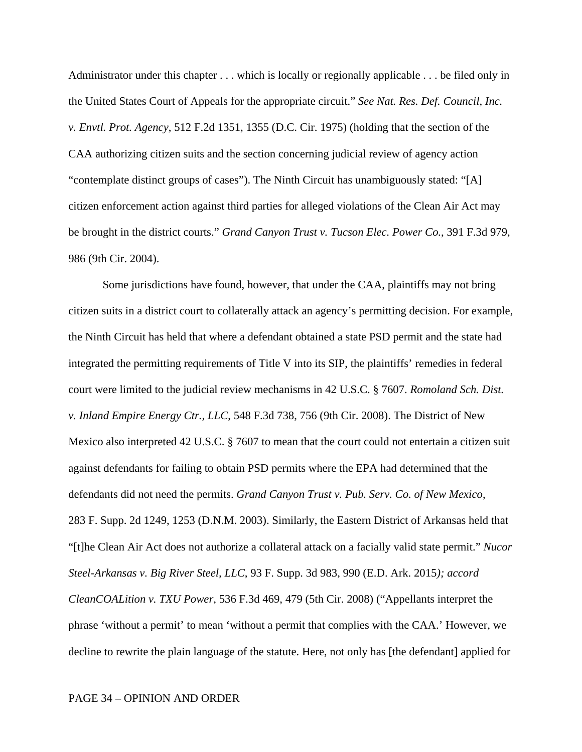Administrator under this chapter . . . which is locally or regionally applicable . . . be filed only in the United States Court of Appeals for the appropriate circuit." *See Nat. Res. Def. Council, Inc. v. Envtl. Prot. Agency*, 512 F.2d 1351, 1355 (D.C. Cir. 1975) (holding that the section of the CAA authorizing citizen suits and the section concerning judicial review of agency action "contemplate distinct groups of cases"). The Ninth Circuit has unambiguously stated: "[A] citizen enforcement action against third parties for alleged violations of the Clean Air Act may be brought in the district courts." *Grand Canyon Trust v. Tucson Elec. Power Co.*, 391 F.3d 979, 986 (9th Cir. 2004).

Some jurisdictions have found, however, that under the CAA, plaintiffs may not bring citizen suits in a district court to collaterally attack an agency's permitting decision. For example, the Ninth Circuit has held that where a defendant obtained a state PSD permit and the state had integrated the permitting requirements of Title V into its SIP, the plaintiffs' remedies in federal court were limited to the judicial review mechanisms in 42 U.S.C. § 7607. *Romoland Sch. Dist. v. Inland Empire Energy Ctr., LLC*, 548 F.3d 738, 756 (9th Cir. 2008). The District of New Mexico also interpreted 42 U.S.C. § 7607 to mean that the court could not entertain a citizen suit against defendants for failing to obtain PSD permits where the EPA had determined that the defendants did not need the permits. *Grand Canyon Trust v. Pub. Serv. Co. of New Mexico*, 283 F. Supp. 2d 1249, 1253 (D.N.M. 2003). Similarly, the Eastern District of Arkansas held that "[t]he Clean Air Act does not authorize a collateral attack on a facially valid state permit." *Nucor Steel-Arkansas v. Big River Steel, LLC*, 93 F. Supp. 3d 983, 990 (E.D. Ark. 2015*); accord CleanCOALition v. TXU Power*, 536 F.3d 469, 479 (5th Cir. 2008) ("Appellants interpret the phrase 'without a permit' to mean 'without a permit that complies with the CAA.' However, we decline to rewrite the plain language of the statute. Here, not only has [the defendant] applied for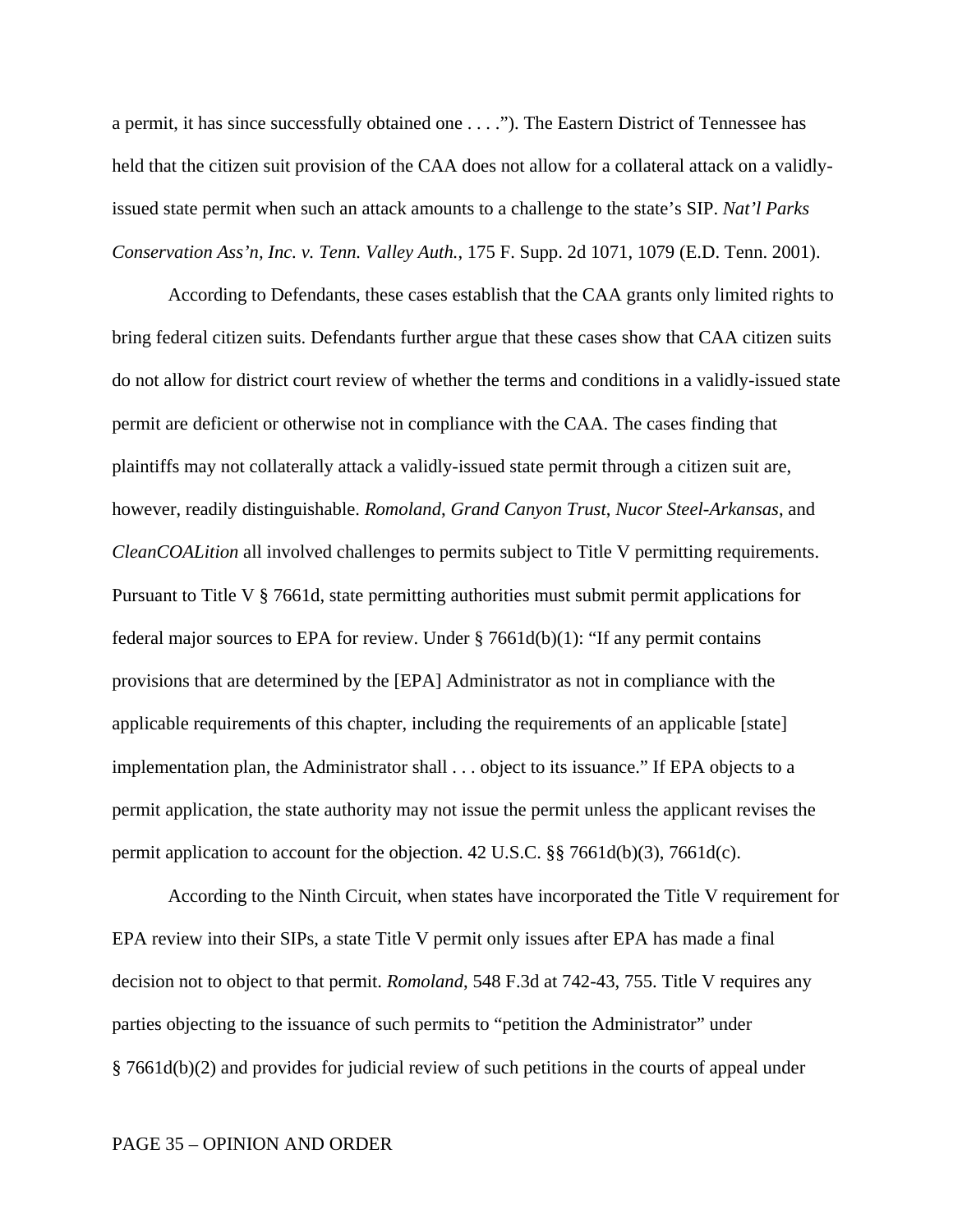a permit, it has since successfully obtained one . . . ."). The Eastern District of Tennessee has held that the citizen suit provision of the CAA does not allow for a collateral attack on a validly-issued state permit when such an attack amounts to a challenge to the state's SIP. *Nat'l Parks Conservation Ass'n, Inc. v. Tenn. Valley Auth.*, 175 F. Supp. 2d 1071, 1079 (E.D. Tenn. 2001).

According to Defendants, these cases establish that the CAA grants only limited rights to bring federal citizen suits. Defendants further argue that these cases show that CAA citizen suits do not allow for district court review of whether the terms and conditions in a validly-issued state permit are deficient or otherwise not in compliance with the CAA. The cases finding that plaintiffs may not collaterally attack a validly-issued state permit through a citizen suit are, however, readily distinguishable. *Romoland*, *Grand Canyon Trust*, *Nucor Steel-Arkansas*, and *CleanCOALition* all involved challenges to permits subject to Title V permitting requirements. Pursuant to Title V § 7661d, state permitting authorities must submit permit applications for federal major sources to EPA for review. Under § 7661d(b)(1): "If any permit contains provisions that are determined by the [EPA] Administrator as not in compliance with the applicable requirements of this chapter, including the requirements of an applicable [state] implementation plan, the Administrator shall . . . object to its issuance." If EPA objects to a permit application, the state authority may not issue the permit unless the applicant revises the permit application to account for the objection. 42 U.S.C. §§ 7661d(b)(3), 7661d(c).

According to the Ninth Circuit, when states have incorporated the Title V requirement for EPA review into their SIPs, a state Title V permit only issues after EPA has made a final decision not to object to that permit. *Romoland*, 548 F.3d at 742-43, 755. Title V requires any parties objecting to the issuance of such permits to "petition the Administrator" under § 7661d(b)(2) and provides for judicial review of such petitions in the courts of appeal under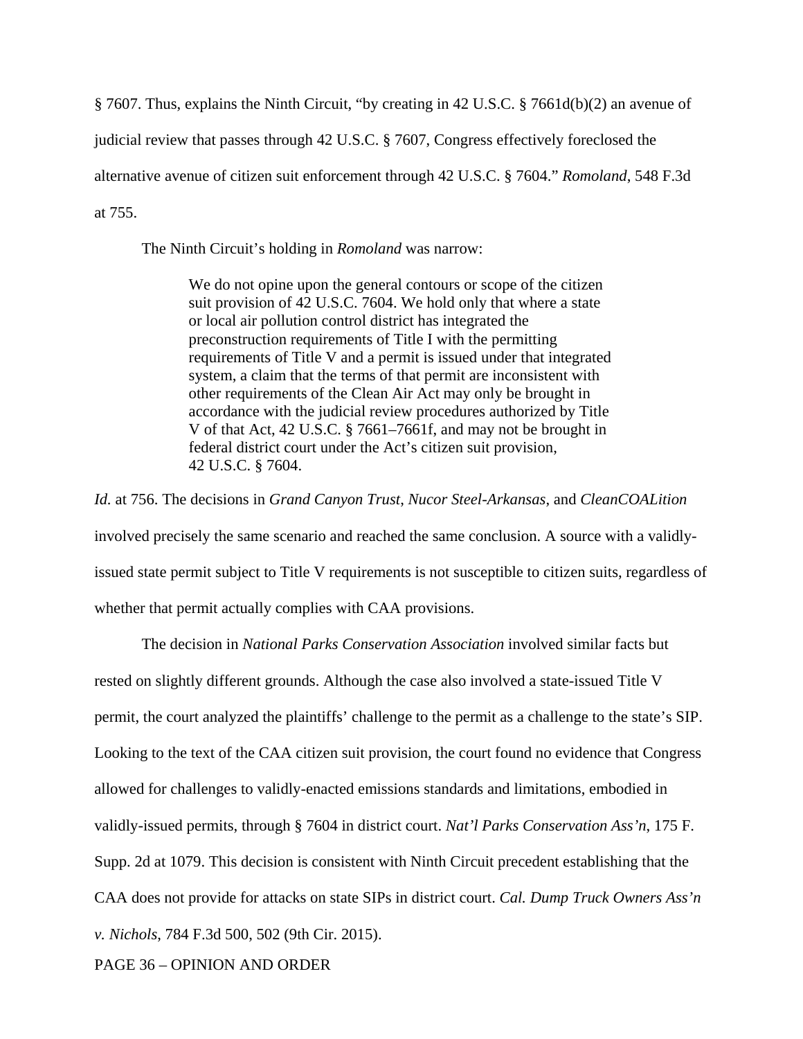§ 7607. Thus, explains the Ninth Circuit, "by creating in 42 U.S.C. § 7661d(b)(2) an avenue of judicial review that passes through 42 U.S.C. § 7607, Congress effectively foreclosed the alternative avenue of citizen suit enforcement through 42 U.S.C. § 7604." *Romoland*, 548 F.3d at 755.

The Ninth Circuit's holding in *Romoland* was narrow:

> We do not opine upon the general contours or scope of the citizen suit provision of 42 U.S.C. 7604. We hold only that where a state or local air pollution control district has integrated the preconstruction requirements of Title I with the permitting requirements of Title V and a permit is issued under that integrated system, a claim that the terms of that permit are inconsistent with other requirements of the Clean Air Act may only be brought in accordance with the judicial review procedures authorized by Title V of that Act, 42 U.S.C. § 7661–7661f, and may not be brought in federal district court under the Act's citizen suit provision, 42 U.S.C. § 7604.

*Id.* at 756. The decisions in *Grand Canyon Trust*, *Nucor Steel-Arkansas*, and *CleanCOALition* involved precisely the same scenario and reached the same conclusion. A source with a validly-issued state permit subject to Title V requirements is not susceptible to citizen suits, regardless of whether that permit actually complies with CAA provisions.

The decision in *National Parks Conservation Association* involved similar facts but rested on slightly different grounds. Although the case also involved a state-issued Title V permit, the court analyzed the plaintiffs' challenge to the permit as a challenge to the state's SIP. Looking to the text of the CAA citizen suit provision, the court found no evidence that Congress allowed for challenges to validly-enacted emissions standards and limitations, embodied in validly-issued permits, through § 7604 in district court. *Nat'l Parks Conservation Ass'n*, 175 F. Supp. 2d at 1079. This decision is consistent with Ninth Circuit precedent establishing that the CAA does not provide for attacks on state SIPs in district court. *Cal. Dump Truck Owners Ass'n v. Nichols*, 784 F.3d 500, 502 (9th Cir. 2015).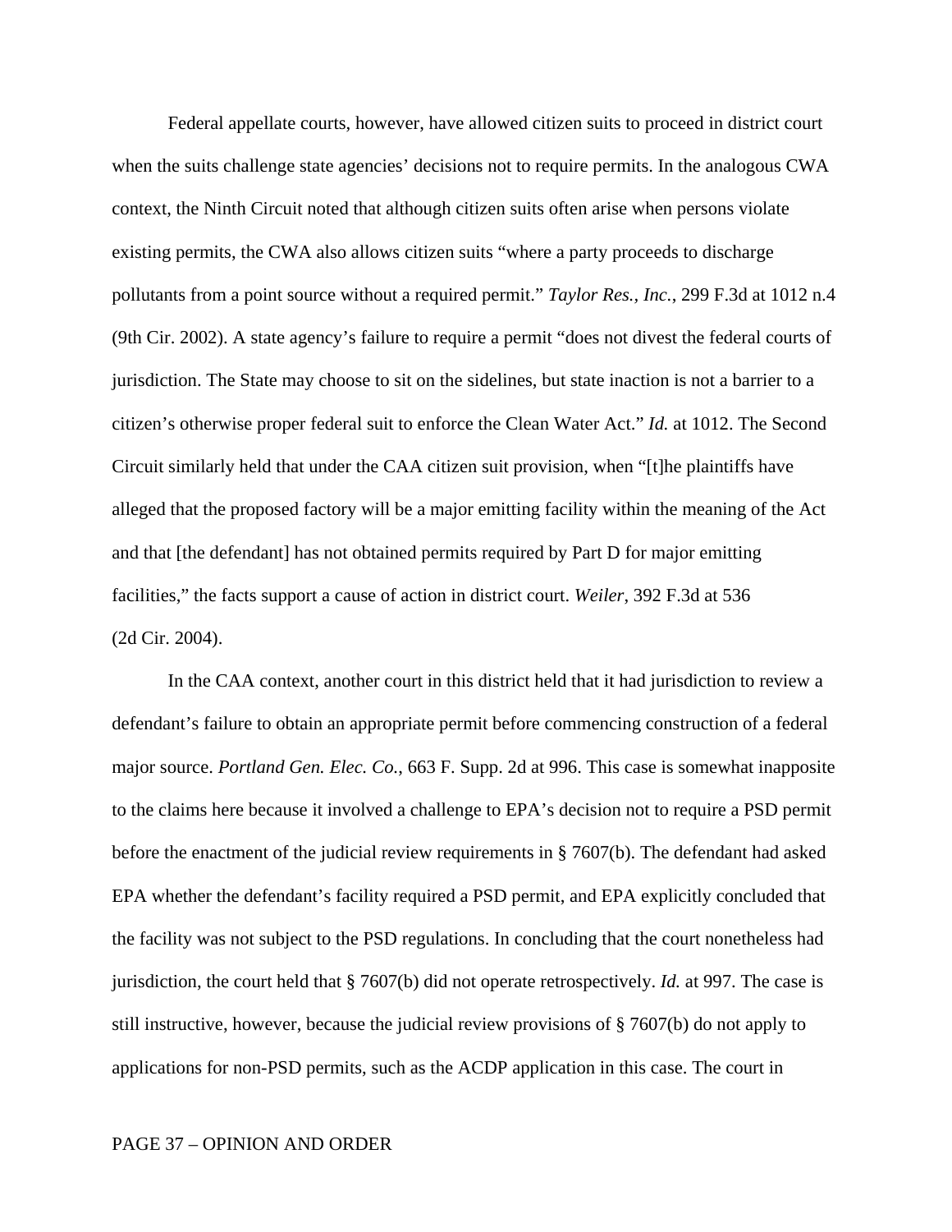Federal appellate courts, however, have allowed citizen suits to proceed in district court when the suits challenge state agencies' decisions not to require permits. In the analogous CWA context, the Ninth Circuit noted that although citizen suits often arise when persons violate existing permits, the CWA also allows citizen suits "where a party proceeds to discharge pollutants from a point source without a required permit." *Taylor Res., Inc.*, 299 F.3d at 1012 n.4 (9th Cir. 2002). A state agency's failure to require a permit "does not divest the federal courts of jurisdiction. The State may choose to sit on the sidelines, but state inaction is not a barrier to a citizen's otherwise proper federal suit to enforce the Clean Water Act." *Id.* at 1012. The Second Circuit similarly held that under the CAA citizen suit provision, when "[t]he plaintiffs have alleged that the proposed factory will be a major emitting facility within the meaning of the Act and that [the defendant] has not obtained permits required by Part D for major emitting facilities," the facts support a cause of action in district court. *Weiler*, 392 F.3d at 536 (2d Cir. 2004).

In the CAA context, another court in this district held that it had jurisdiction to review a defendant's failure to obtain an appropriate permit before commencing construction of a federal major source. *Portland Gen. Elec. Co.*, 663 F. Supp. 2d at 996. This case is somewhat inapposite to the claims here because it involved a challenge to EPA's decision not to require a PSD permit before the enactment of the judicial review requirements in § 7607(b). The defendant had asked EPA whether the defendant's facility required a PSD permit, and EPA explicitly concluded that the facility was not subject to the PSD regulations. In concluding that the court nonetheless had jurisdiction, the court held that § 7607(b) did not operate retrospectively. *Id.* at 997. The case is still instructive, however, because the judicial review provisions of § 7607(b) do not apply to applications for non-PSD permits, such as the ACDP application in this case. The court in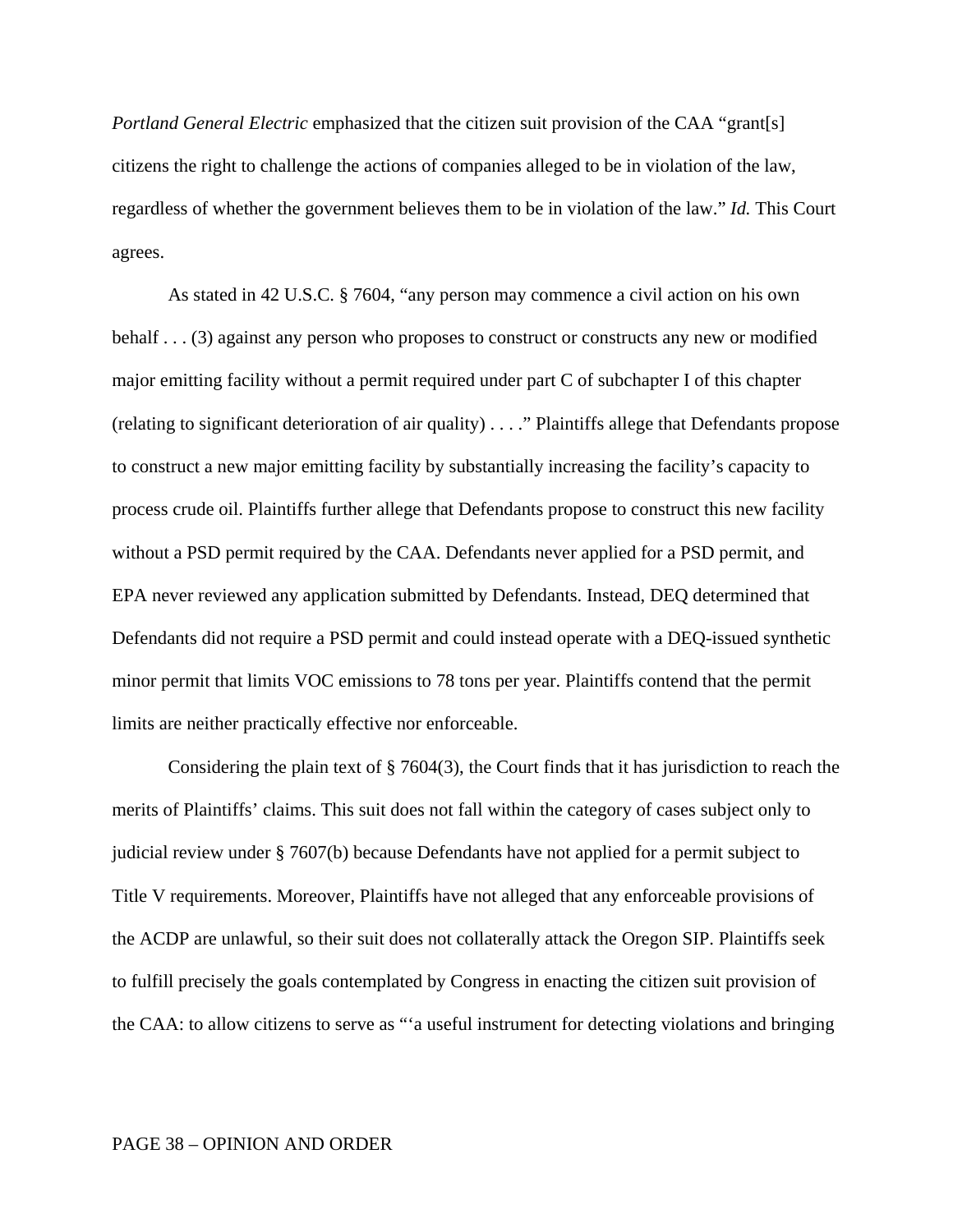*Portland General Electric* emphasized that the citizen suit provision of the CAA "grant[s] citizens the right to challenge the actions of companies alleged to be in violation of the law, regardless of whether the government believes them to be in violation of the law." *Id.* This Court agrees.

As stated in 42 U.S.C. § 7604, "any person may commence a civil action on his own behalf . . . (3) against any person who proposes to construct or constructs any new or modified major emitting facility without a permit required under part C of subchapter I of this chapter (relating to significant deterioration of air quality) . . . ." Plaintiffs allege that Defendants propose to construct a new major emitting facility by substantially increasing the facility's capacity to process crude oil. Plaintiffs further allege that Defendants propose to construct this new facility without a PSD permit required by the CAA. Defendants never applied for a PSD permit, and EPA never reviewed any application submitted by Defendants. Instead, DEQ determined that Defendants did not require a PSD permit and could instead operate with a DEQ-issued synthetic minor permit that limits VOC emissions to 78 tons per year. Plaintiffs contend that the permit limits are neither practically effective nor enforceable.

Considering the plain text of § 7604(3), the Court finds that it has jurisdiction to reach the merits of Plaintiffs' claims. This suit does not fall within the category of cases subject only to judicial review under § 7607(b) because Defendants have not applied for a permit subject to Title V requirements. Moreover, Plaintiffs have not alleged that any enforceable provisions of the ACDP are unlawful, so their suit does not collaterally attack the Oregon SIP. Plaintiffs seek to fulfill precisely the goals contemplated by Congress in enacting the citizen suit provision of the CAA: to allow citizens to serve as "'a useful instrument for detecting violations and bringing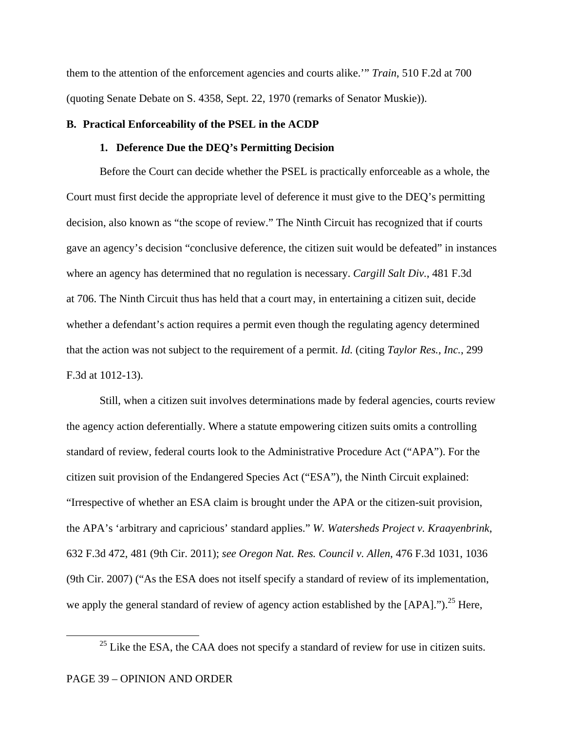them to the attention of the enforcement agencies and courts alike.'" *Train*, 510 F.2d at 700 (quoting Senate Debate on S. 4358, Sept. 22, 1970 (remarks of Senator Muskie)).

**B. Practical Enforceability of the PSEL in the ACDP**

**1. Deference Due the DEQ's Permitting Decision**

Before the Court can decide whether the PSEL is practically enforceable as a whole, the Court must first decide the appropriate level of deference it must give to the DEQ's permitting decision, also known as "the scope of review." The Ninth Circuit has recognized that if courts gave an agency's decision "conclusive deference, the citizen suit would be defeated" in instances where an agency has determined that no regulation is necessary. *Cargill Salt Div.*, 481 F.3d at 706. The Ninth Circuit thus has held that a court may, in entertaining a citizen suit, decide whether a defendant's action requires a permit even though the regulating agency determined that the action was not subject to the requirement of a permit. *Id.* (citing *Taylor Res., Inc.*, 299 F.3d at 1012-13).

Still, when a citizen suit involves determinations made by federal agencies, courts review the agency action deferentially. Where a statute empowering citizen suits omits a controlling standard of review, federal courts look to the Administrative Procedure Act ("APA"). For the citizen suit provision of the Endangered Species Act ("ESA"), the Ninth Circuit explained: "Irrespective of whether an ESA claim is brought under the APA or the citizen-suit provision, the APA's 'arbitrary and capricious' standard applies." *W. Watersheds Project v. Kraayenbrink*, 632 F.3d 472, 481 (9th Cir. 2011); *see Oregon Nat. Res. Council v. Allen*, 476 F.3d 1031, 1036 (9th Cir. 2007) ("As the ESA does not itself specify a standard of review of its implementation, we apply the general standard of review of agency action established by the [APA].").[25] Here,

[25] Like the ESA, the CAA does not specify a standard of review for use in citizen suits.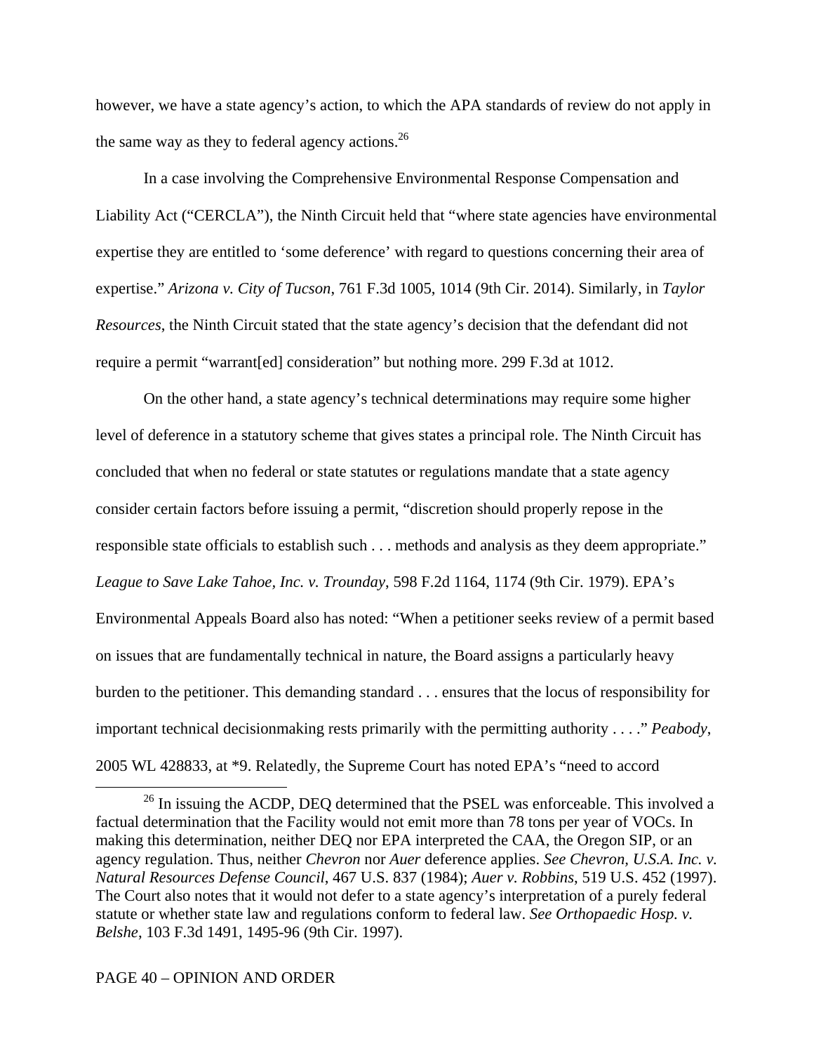however, we have a state agency's action, to which the APA standards of review do not apply in the same way as they to federal agency actions.[26]

In a case involving the Comprehensive Environmental Response Compensation and Liability Act ("CERCLA"), the Ninth Circuit held that "where state agencies have environmental expertise they are entitled to 'some deference' with regard to questions concerning their area of expertise." *Arizona v. City of Tucson*, 761 F.3d 1005, 1014 (9th Cir. 2014). Similarly, in *Taylor Resources*, the Ninth Circuit stated that the state agency's decision that the defendant did not require a permit "warrant[ed] consideration" but nothing more. 299 F.3d at 1012.

On the other hand, a state agency's technical determinations may require some higher level of deference in a statutory scheme that gives states a principal role. The Ninth Circuit has concluded that when no federal or state statutes or regulations mandate that a state agency consider certain factors before issuing a permit, "discretion should properly repose in the responsible state officials to establish such . . . methods and analysis as they deem appropriate." *League to Save Lake Tahoe, Inc. v. Trounday*, 598 F.2d 1164, 1174 (9th Cir. 1979). EPA's Environmental Appeals Board also has noted: "When a petitioner seeks review of a permit based on issues that are fundamentally technical in nature, the Board assigns a particularly heavy burden to the petitioner. This demanding standard . . . ensures that the locus of responsibility for important technical decisionmaking rests primarily with the permitting authority . . . ." *Peabody*, 2005 WL 428833, at *9. Relatedly, the Supreme Court has noted EPA's "need to accord

---

[26] In issuing the ACDP, DEQ determined that the PSEL was enforceable. This involved a factual determination that the Facility would not emit more than 78 tons per year of VOCs. In making this determination, neither DEQ nor EPA interpreted the CAA, the Oregon SIP, or an agency regulation. Thus, neither *Chevron* nor *Auer* deference applies. *See Chevron, U.S.A. Inc. v. Natural Resources Defense Council*, 467 U.S. 837 (1984); *Auer v. Robbins*, 519 U.S. 452 (1997). The Court also notes that it would not defer to a state agency's interpretation of a purely federal statute or whether state law and regulations conform to federal law. *See Orthopaedic Hosp. v. Belshe*, 103 F.3d 1491, 1495-96 (9th Cir. 1997).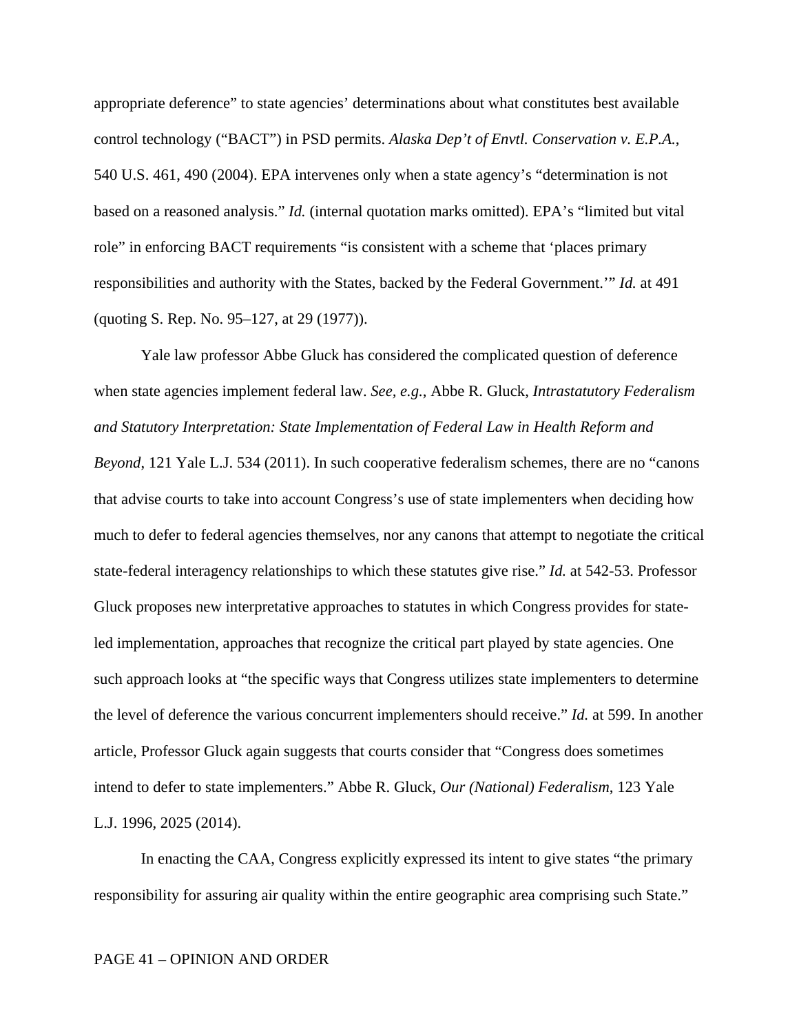appropriate deference" to state agencies' determinations about what constitutes best available control technology ("BACT") in PSD permits. *Alaska Dep't of Envtl. Conservation v. E.P.A.*, 540 U.S. 461, 490 (2004). EPA intervenes only when a state agency's "determination is not based on a reasoned analysis." *Id.* (internal quotation marks omitted). EPA's "limited but vital role" in enforcing BACT requirements "is consistent with a scheme that 'places primary responsibilities and authority with the States, backed by the Federal Government.'" *Id.* at 491 (quoting S. Rep. No. 95–127, at 29 (1977)).

Yale law professor Abbe Gluck has considered the complicated question of deference when state agencies implement federal law. *See, e.g.*, Abbe R. Gluck, *Intrastatutory Federalism and Statutory Interpretation: State Implementation of Federal Law in Health Reform and Beyond*, 121 Yale L.J. 534 (2011). In such cooperative federalism schemes, there are no "canons that advise courts to take into account Congress's use of state implementers when deciding how much to defer to federal agencies themselves, nor any canons that attempt to negotiate the critical state-federal interagency relationships to which these statutes give rise." *Id.* at 542-53. Professor Gluck proposes new interpretative approaches to statutes in which Congress provides for state-led implementation, approaches that recognize the critical part played by state agencies. One such approach looks at "the specific ways that Congress utilizes state implementers to determine the level of deference the various concurrent implementers should receive." *Id.* at 599. In another article, Professor Gluck again suggests that courts consider that "Congress does sometimes intend to defer to state implementers." Abbe R. Gluck, *Our (National) Federalism*, 123 Yale L.J. 1996, 2025 (2014).

In enacting the CAA, Congress explicitly expressed its intent to give states "the primary responsibility for assuring air quality within the entire geographic area comprising such State."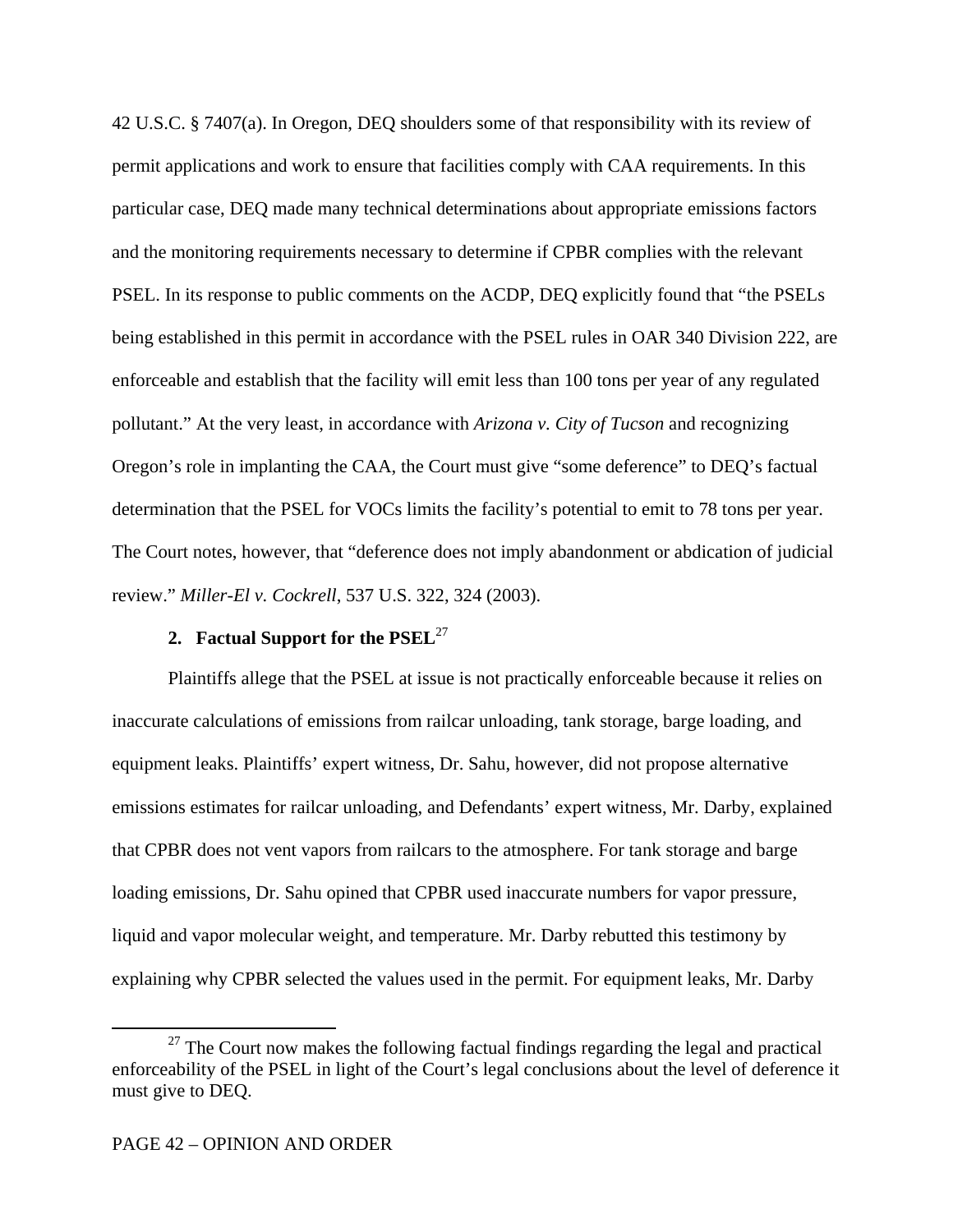42 U.S.C. § 7407(a). In Oregon, DEQ shoulders some of that responsibility with its review of permit applications and work to ensure that facilities comply with CAA requirements. In this particular case, DEQ made many technical determinations about appropriate emissions factors and the monitoring requirements necessary to determine if CPBR complies with the relevant PSEL. In its response to public comments on the ACDP, DEQ explicitly found that "the PSELs being established in this permit in accordance with the PSEL rules in OAR 340 Division 222, are enforceable and establish that the facility will emit less than 100 tons per year of any regulated pollutant." At the very least, in accordance with *Arizona v. City of Tucson* and recognizing Oregon's role in implanting the CAA, the Court must give "some deference" to DEQ's factual determination that the PSEL for VOCs limits the facility's potential to emit to 78 tons per year. The Court notes, however, that "deference does not imply abandonment or abdication of judicial review." *Miller-El v. Cockrell*, 537 U.S. 322, 324 (2003).

**2. Factual Support for the PSEL**[27]

Plaintiffs allege that the PSEL at issue is not practically enforceable because it relies on inaccurate calculations of emissions from railcar unloading, tank storage, barge loading, and equipment leaks. Plaintiffs' expert witness, Dr. Sahu, however, did not propose alternative emissions estimates for railcar unloading, and Defendants' expert witness, Mr. Darby, explained that CPBR does not vent vapors from railcars to the atmosphere. For tank storage and barge loading emissions, Dr. Sahu opined that CPBR used inaccurate numbers for vapor pressure, liquid and vapor molecular weight, and temperature. Mr. Darby rebutted this testimony by explaining why CPBR selected the values used in the permit. For equipment leaks, Mr. Darby

---

[27] The Court now makes the following factual findings regarding the legal and practical enforceability of the PSEL in light of the Court's legal conclusions about the level of deference it must give to DEQ.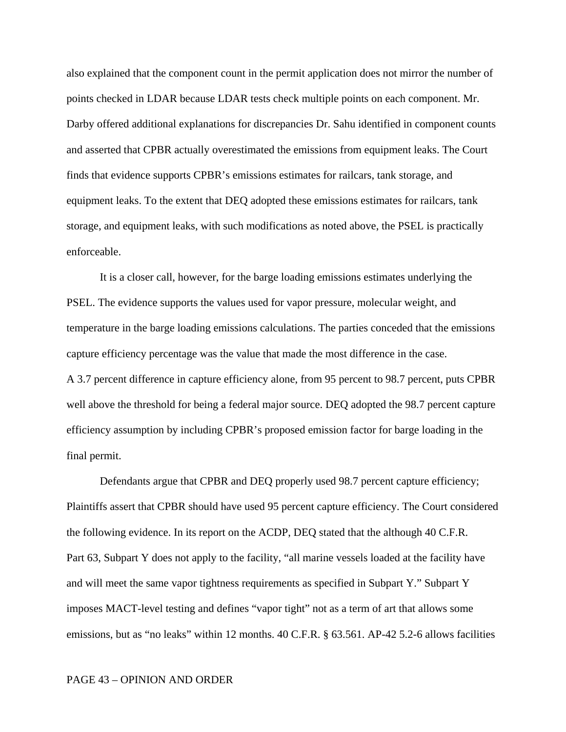also explained that the component count in the permit application does not mirror the number of points checked in LDAR because LDAR tests check multiple points on each component. Mr. Darby offered additional explanations for discrepancies Dr. Sahu identified in component counts and asserted that CPBR actually overestimated the emissions from equipment leaks. The Court finds that evidence supports CPBR's emissions estimates for railcars, tank storage, and equipment leaks. To the extent that DEQ adopted these emissions estimates for railcars, tank storage, and equipment leaks, with such modifications as noted above, the PSEL is practically enforceable.

It is a closer call, however, for the barge loading emissions estimates underlying the PSEL. The evidence supports the values used for vapor pressure, molecular weight, and temperature in the barge loading emissions calculations. The parties conceded that the emissions capture efficiency percentage was the value that made the most difference in the case. A 3.7 percent difference in capture efficiency alone, from 95 percent to 98.7 percent, puts CPBR well above the threshold for being a federal major source. DEQ adopted the 98.7 percent capture efficiency assumption by including CPBR's proposed emission factor for barge loading in the final permit.

Defendants argue that CPBR and DEQ properly used 98.7 percent capture efficiency; Plaintiffs assert that CPBR should have used 95 percent capture efficiency. The Court considered the following evidence. In its report on the ACDP, DEQ stated that the although 40 C.F.R. Part 63, Subpart Y does not apply to the facility, "all marine vessels loaded at the facility have and will meet the same vapor tightness requirements as specified in Subpart Y." Subpart Y imposes MACT-level testing and defines "vapor tight" not as a term of art that allows some emissions, but as "no leaks" within 12 months. 40 C.F.R. § 63.561. AP-42 5.2-6 allows facilities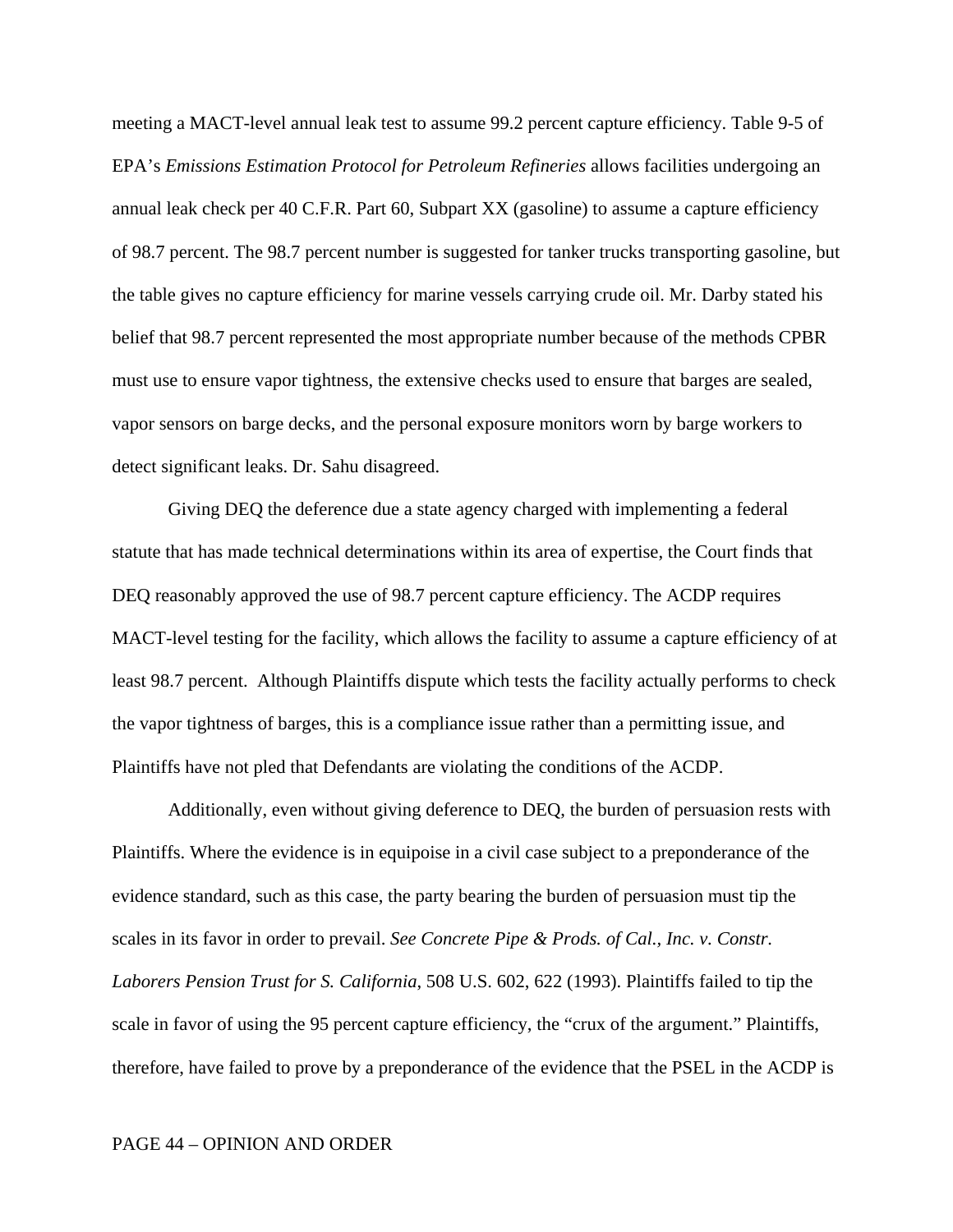meeting a MACT-level annual leak test to assume 99.2 percent capture efficiency. Table 9-5 of EPA's *Emissions Estimation Protocol for Petroleum Refineries* allows facilities undergoing an annual leak check per 40 C.F.R. Part 60, Subpart XX (gasoline) to assume a capture efficiency of 98.7 percent. The 98.7 percent number is suggested for tanker trucks transporting gasoline, but the table gives no capture efficiency for marine vessels carrying crude oil. Mr. Darby stated his belief that 98.7 percent represented the most appropriate number because of the methods CPBR must use to ensure vapor tightness, the extensive checks used to ensure that barges are sealed, vapor sensors on barge decks, and the personal exposure monitors worn by barge workers to detect significant leaks. Dr. Sahu disagreed.

Giving DEQ the deference due a state agency charged with implementing a federal statute that has made technical determinations within its area of expertise, the Court finds that DEQ reasonably approved the use of 98.7 percent capture efficiency. The ACDP requires MACT-level testing for the facility, which allows the facility to assume a capture efficiency of at least 98.7 percent. Although Plaintiffs dispute which tests the facility actually performs to check the vapor tightness of barges, this is a compliance issue rather than a permitting issue, and Plaintiffs have not pled that Defendants are violating the conditions of the ACDP.

Additionally, even without giving deference to DEQ, the burden of persuasion rests with Plaintiffs. Where the evidence is in equipoise in a civil case subject to a preponderance of the evidence standard, such as this case, the party bearing the burden of persuasion must tip the scales in its favor in order to prevail. *See Concrete Pipe & Prods. of Cal., Inc. v. Constr. Laborers Pension Trust for S. California*, 508 U.S. 602, 622 (1993). Plaintiffs failed to tip the scale in favor of using the 95 percent capture efficiency, the "crux of the argument." Plaintiffs, therefore, have failed to prove by a preponderance of the evidence that the PSEL in the ACDP is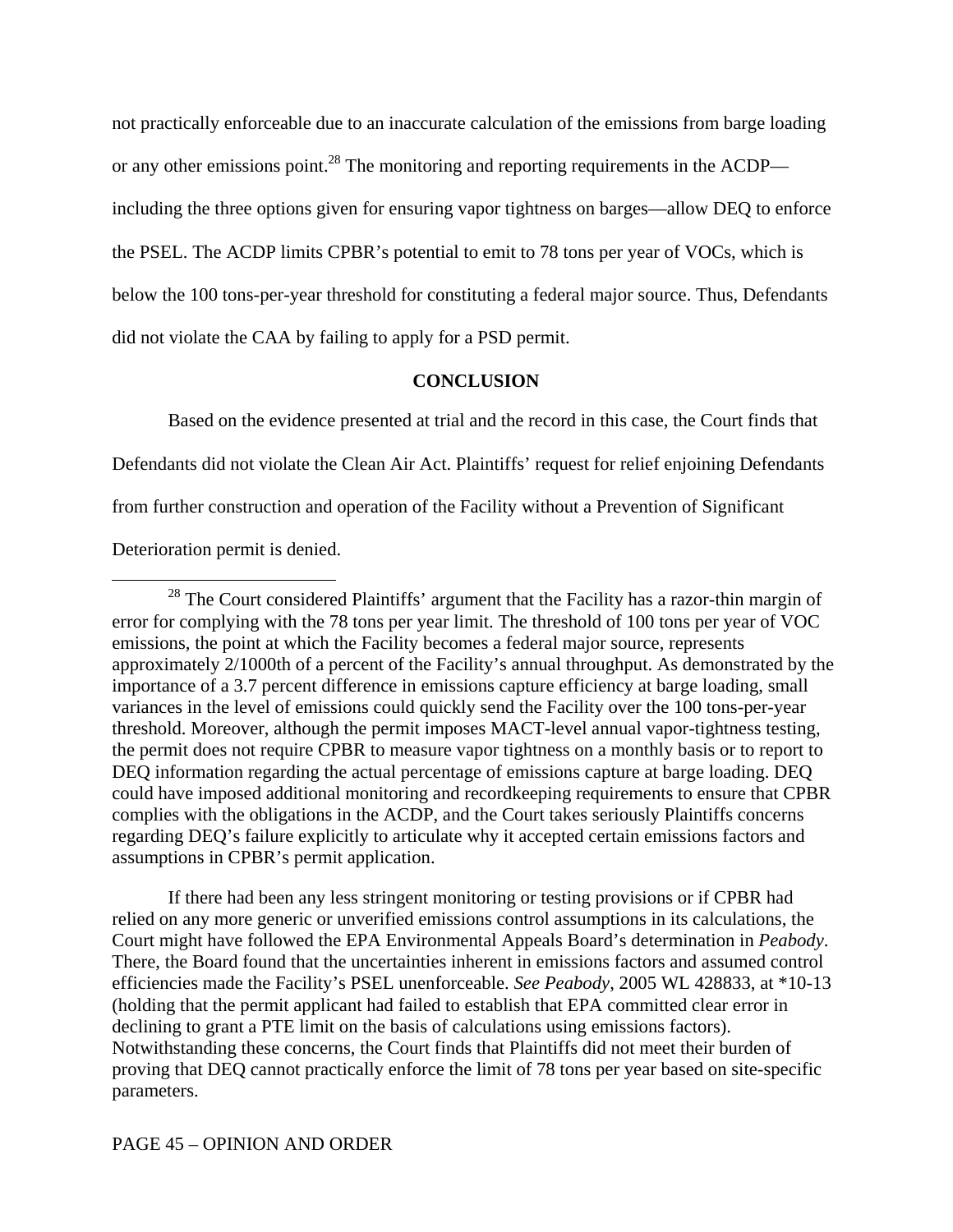not practically enforceable due to an inaccurate calculation of the emissions from barge loading or any other emissions point.[28] The monitoring and reporting requirements in the ACDP—including the three options given for ensuring vapor tightness on barges—allow DEQ to enforce the PSEL. The ACDP limits CPBR's potential to emit to 78 tons per year of VOCs, which is below the 100 tons-per-year threshold for constituting a federal major source. Thus, Defendants did not violate the CAA by failing to apply for a PSD permit.

## CONCLUSION

Based on the evidence presented at trial and the record in this case, the Court finds that Defendants did not violate the Clean Air Act. Plaintiffs' request for relief enjoining Defendants from further construction and operation of the Facility without a Prevention of Significant Deterioration permit is denied.

---

[28] The Court considered Plaintiffs' argument that the Facility has a razor-thin margin of error for complying with the 78 tons per year limit. The threshold of 100 tons per year of VOC emissions, the point at which the Facility becomes a federal major source, represents approximately 2/1000th of a percent of the Facility's annual throughput. As demonstrated by the importance of a 3.7 percent difference in emissions capture efficiency at barge loading, small variances in the level of emissions could quickly send the Facility over the 100 tons-per-year threshold. Moreover, although the permit imposes MACT-level annual vapor-tightness testing, the permit does not require CPBR to measure vapor tightness on a monthly basis or to report to DEQ information regarding the actual percentage of emissions capture at barge loading. DEQ could have imposed additional monitoring and recordkeeping requirements to ensure that CPBR complies with the obligations in the ACDP, and the Court takes seriously Plaintiffs concerns regarding DEQ's failure explicitly to articulate why it accepted certain emissions factors and assumptions in CPBR's permit application.

If there had been any less stringent monitoring or testing provisions or if CPBR had relied on any more generic or unverified emissions control assumptions in its calculations, the Court might have followed the EPA Environmental Appeals Board's determination in *Peabody*. There, the Board found that the uncertainties inherent in emissions factors and assumed control efficiencies made the Facility's PSEL unenforceable. *See Peabody*, 2005 WL 428833, at *10-13 (holding that the permit applicant had failed to establish that EPA committed clear error in declining to grant a PTE limit on the basis of calculations using emissions factors). Notwithstanding these concerns, the Court finds that Plaintiffs did not meet their burden of proving that DEQ cannot practically enforce the limit of 78 tons per year based on site-specific parameters.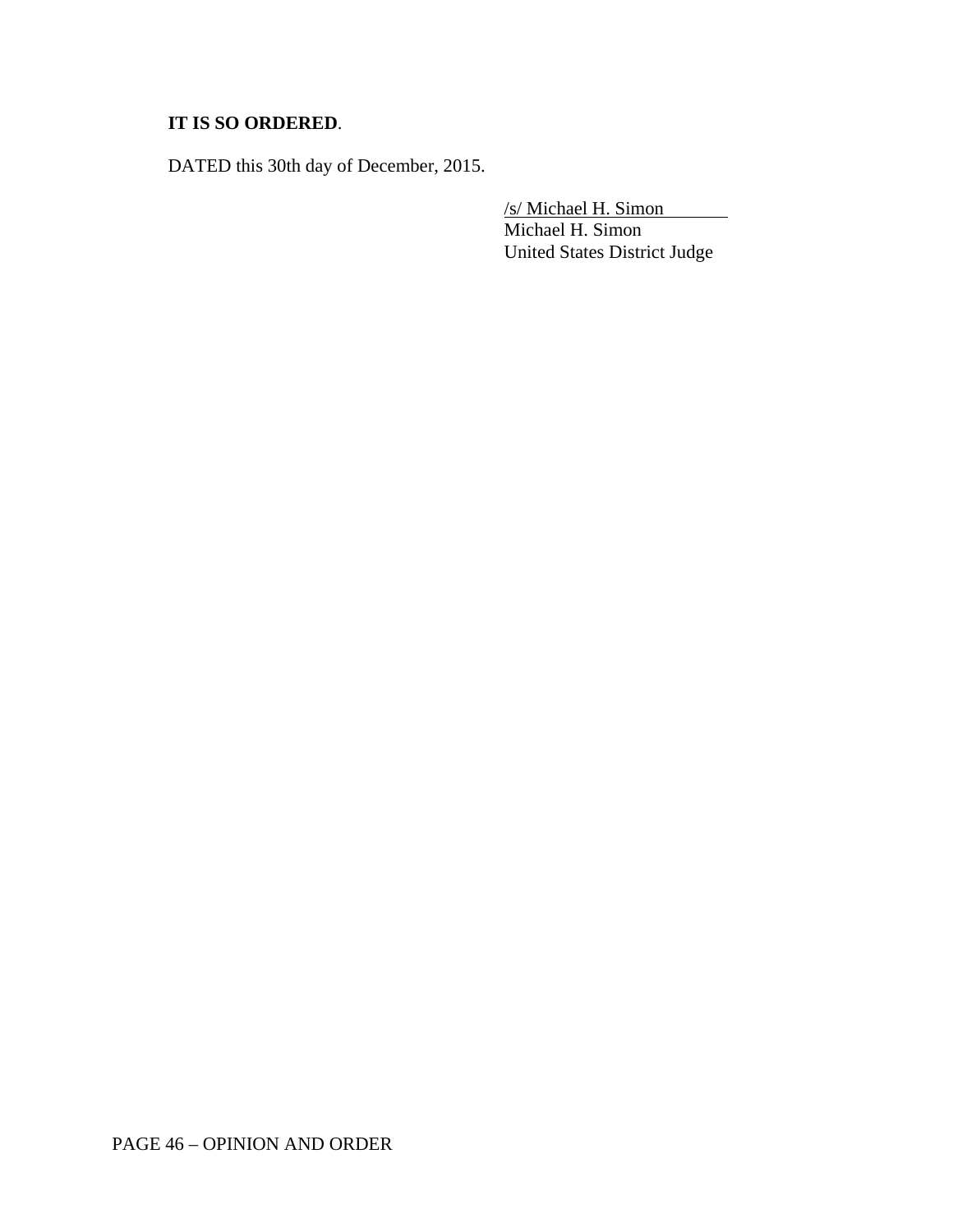**IT IS SO ORDERED**.

DATED this 30th day of December, 2015.

/s/ Michael H. Simon
Michael H. Simon
United States District Judge